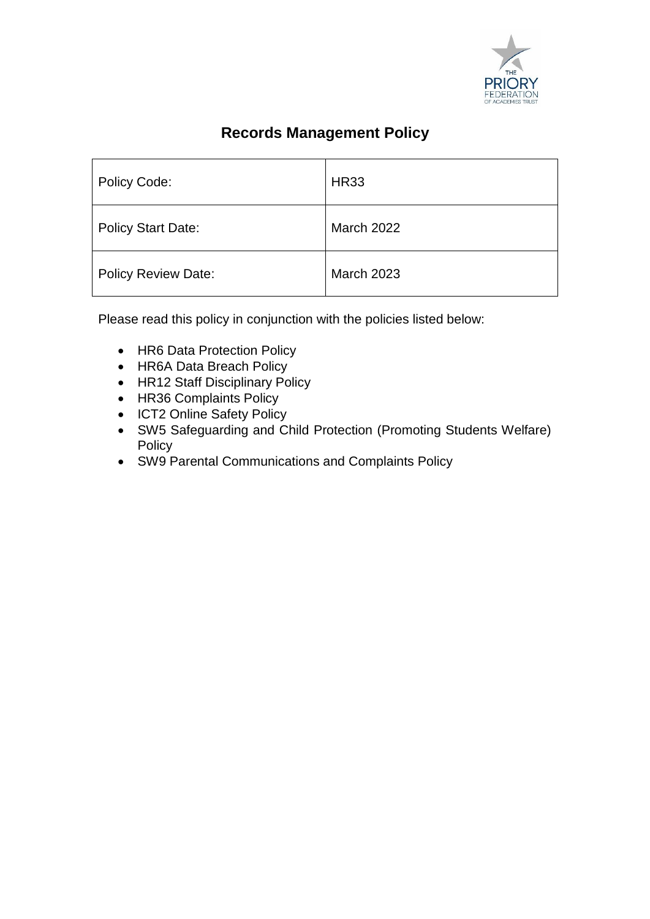# Records Management Policy

| Policy Code: | HR33 |
|---|---|
| Policy Start Date: | March 2022 |
| Policy Review Date: | March 2023 |

Please read this policy in conjunction with the policies listed below:

- HR6 Data Protection Policy
- HR6A Data Breach Policy
- HR12 Staff Disciplinary Policy
- HR36 Complaints Policy
- ICT2 Online Safety Policy
- SW5 Safeguarding and Child Protection (Promoting Students Welfare) Policy
- SW9 Parental Communications and Complaints Policy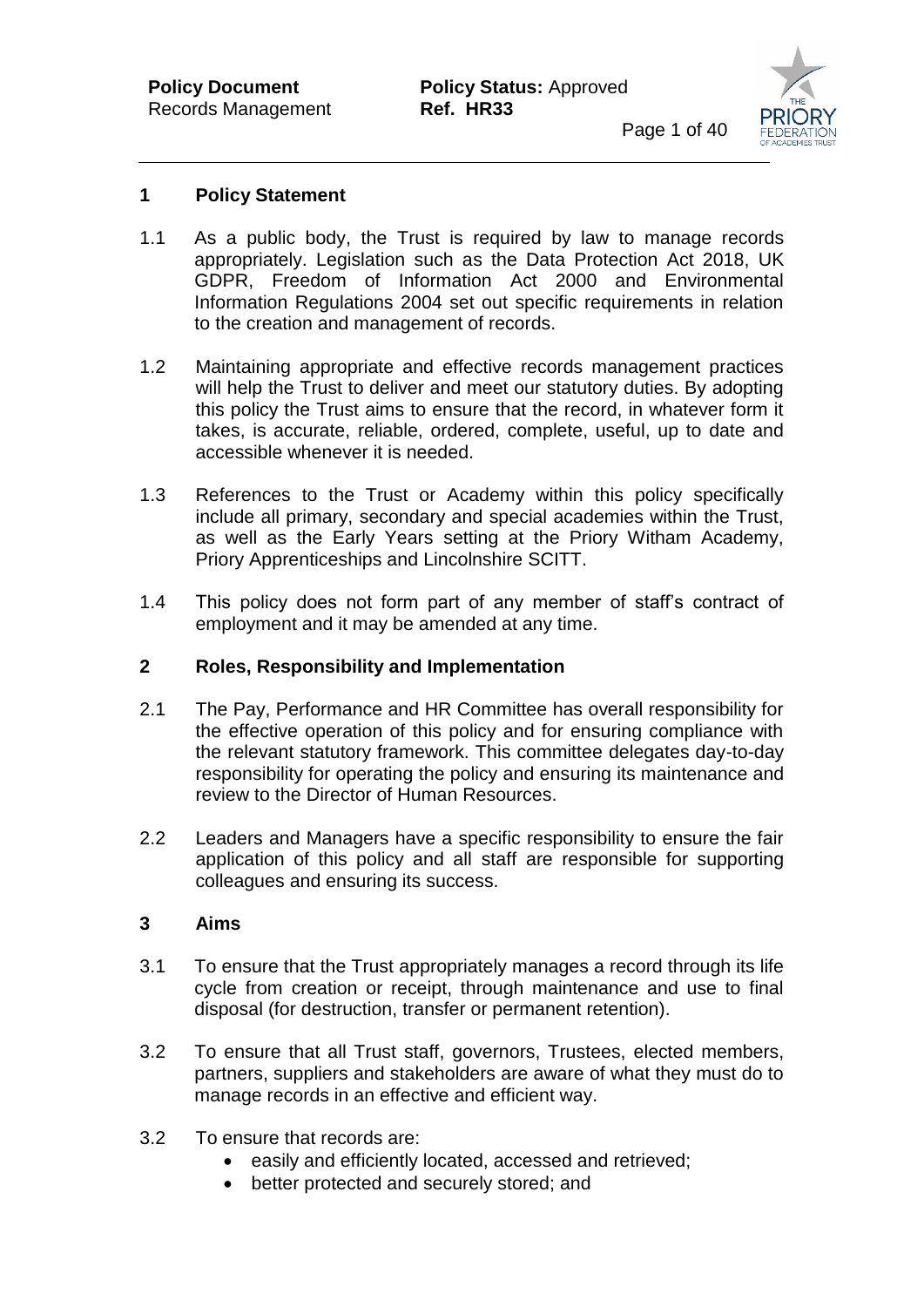## 1 Policy Statement

1.1 As a public body, the Trust is required by law to manage records appropriately. Legislation such as the Data Protection Act 2018, UK GDPR, Freedom of Information Act 2000 and Environmental Information Regulations 2004 set out specific requirements in relation to the creation and management of records.

1.2 Maintaining appropriate and effective records management practices will help the Trust to deliver and meet our statutory duties. By adopting this policy the Trust aims to ensure that the record, in whatever form it takes, is accurate, reliable, ordered, complete, useful, up to date and accessible whenever it is needed.

1.3 References to the Trust or Academy within this policy specifically include all primary, secondary and special academies within the Trust, as well as the Early Years setting at the Priory Witham Academy, Priory Apprenticeships and Lincolnshire SCITT.

1.4 This policy does not form part of any member of staff's contract of employment and it may be amended at any time.

## 2 Roles, Responsibility and Implementation

2.1 The Pay, Performance and HR Committee has overall responsibility for the effective operation of this policy and for ensuring compliance with the relevant statutory framework. This committee delegates day-to-day responsibility for operating the policy and ensuring its maintenance and review to the Director of Human Resources.

2.2 Leaders and Managers have a specific responsibility to ensure the fair application of this policy and all staff are responsible for supporting colleagues and ensuring its success.

## 3 Aims

3.1 To ensure that the Trust appropriately manages a record through its life cycle from creation or receipt, through maintenance and use to final disposal (for destruction, transfer or permanent retention).

3.2 To ensure that all Trust staff, governors, Trustees, elected members, partners, suppliers and stakeholders are aware of what they must do to manage records in an effective and efficient way.

3.2 To ensure that records are:

- easily and efficiently located, accessed and retrieved;
- better protected and securely stored; and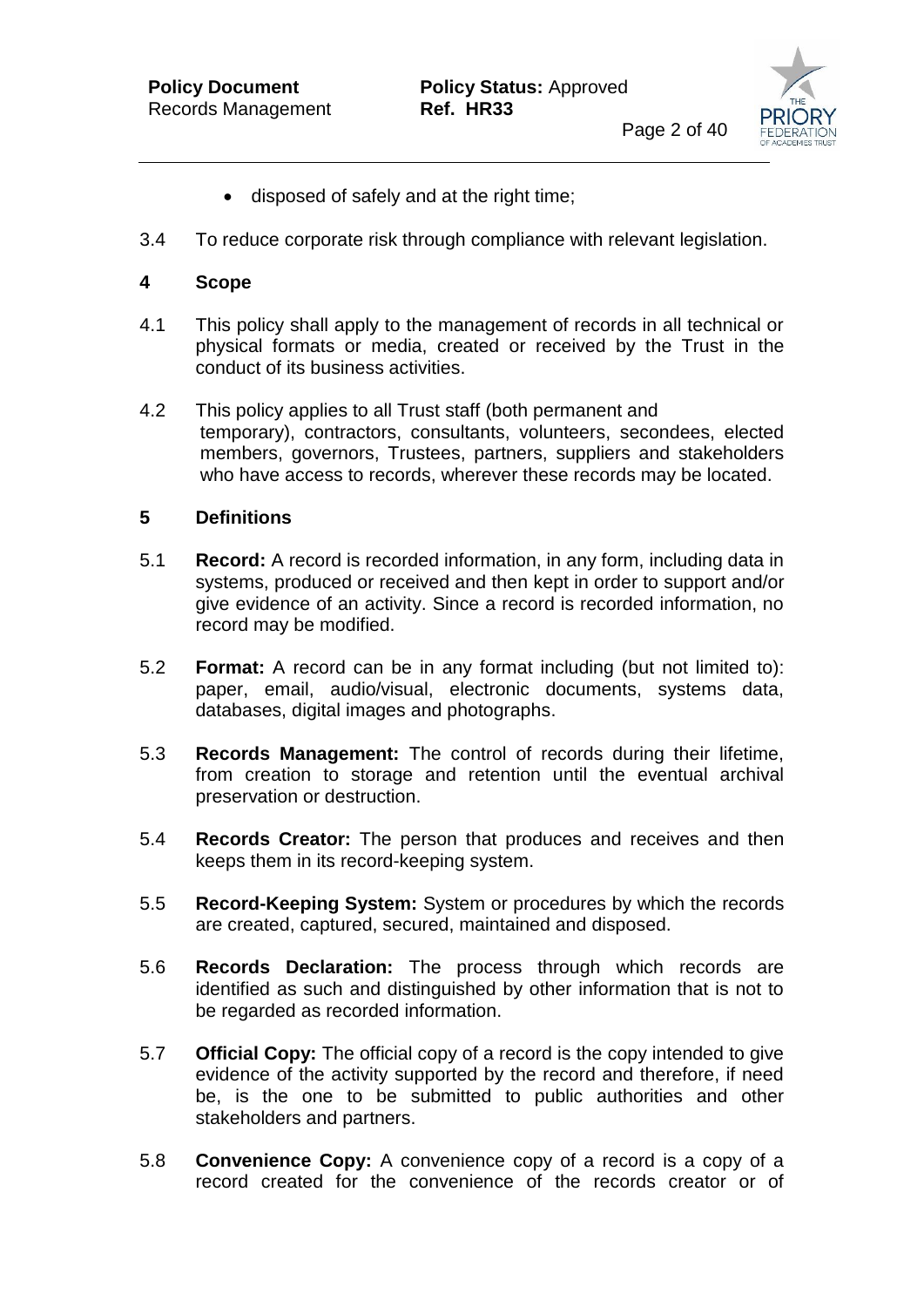- disposed of safely and at the right time;

3.4 To reduce corporate risk through compliance with relevant legislation.

## 4 Scope

4.1 This policy shall apply to the management of records in all technical or physical formats or media, created or received by the Trust in the conduct of its business activities.

4.2 This policy applies to all Trust staff (both permanent and temporary), contractors, consultants, volunteers, secondees, elected members, governors, Trustees, partners, suppliers and stakeholders who have access to records, wherever these records may be located.

## 5 Definitions

5.1 **Record:** A record is recorded information, in any form, including data in systems, produced or received and then kept in order to support and/or give evidence of an activity. Since a record is recorded information, no record may be modified.

5.2 **Format:** A record can be in any format including (but not limited to): paper, email, audio/visual, electronic documents, systems data, databases, digital images and photographs.

5.3 **Records Management:** The control of records during their lifetime, from creation to storage and retention until the eventual archival preservation or destruction.

5.4 **Records Creator:** The person that produces and receives and then keeps them in its record-keeping system.

5.5 **Record-Keeping System:** System or procedures by which the records are created, captured, secured, maintained and disposed.

5.6 **Records Declaration:** The process through which records are identified as such and distinguished by other information that is not to be regarded as recorded information.

5.7 **Official Copy:** The official copy of a record is the copy intended to give evidence of the activity supported by the record and therefore, if need be, is the one to be submitted to public authorities and other stakeholders and partners.

5.8 **Convenience Copy:** A convenience copy of a record is a copy of a record created for the convenience of the records creator or of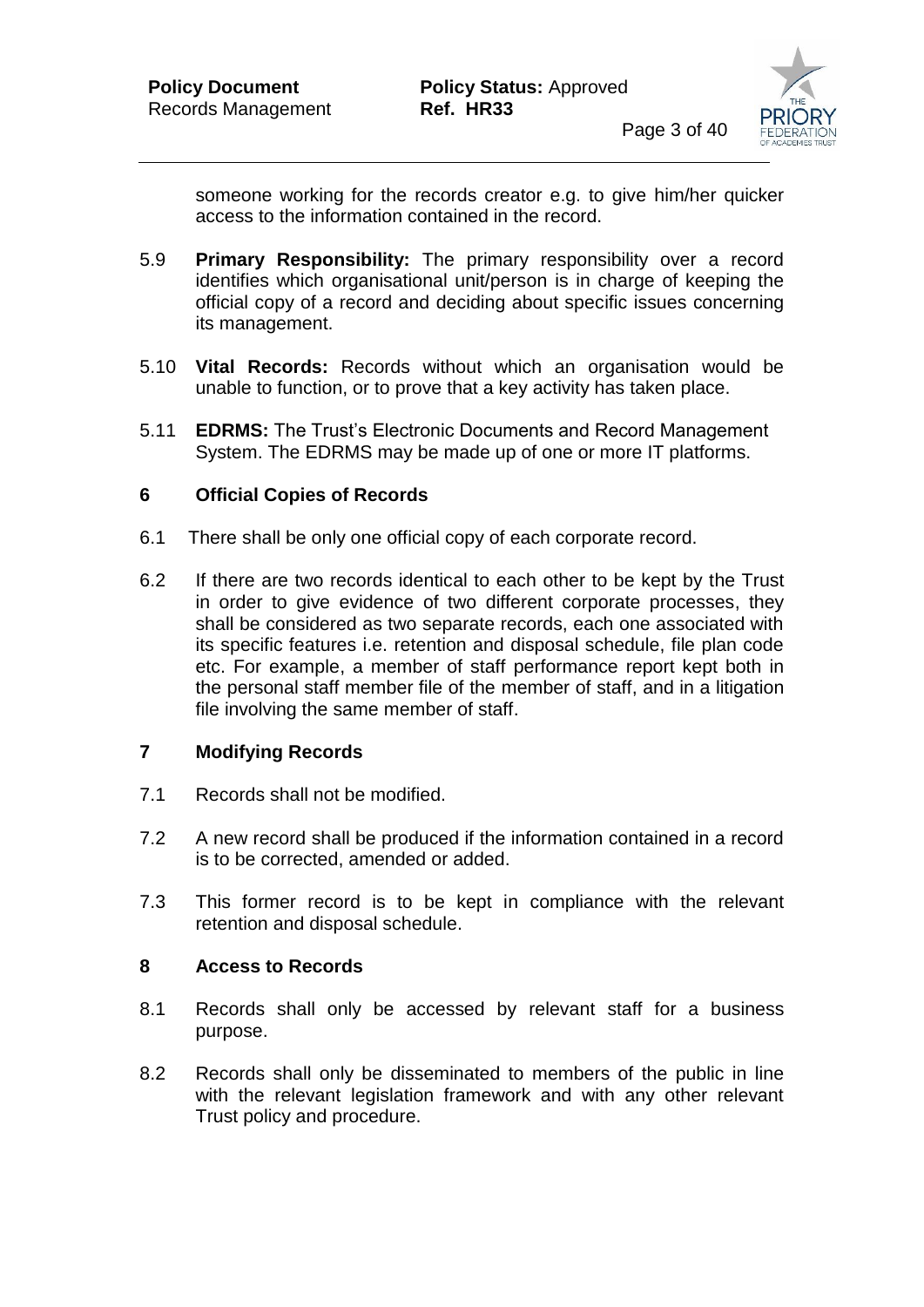someone working for the records creator e.g. to give him/her quicker access to the information contained in the record.

5.9 **Primary Responsibility:** The primary responsibility over a record identifies which organisational unit/person is in charge of keeping the official copy of a record and deciding about specific issues concerning its management.

5.10 **Vital Records:** Records without which an organisation would be unable to function, or to prove that a key activity has taken place.

5.11 **EDRMS:** The Trust's Electronic Documents and Record Management System. The EDRMS may be made up of one or more IT platforms.

## 6 Official Copies of Records

6.1 There shall be only one official copy of each corporate record.

6.2 If there are two records identical to each other to be kept by the Trust in order to give evidence of two different corporate processes, they shall be considered as two separate records, each one associated with its specific features i.e. retention and disposal schedule, file plan code etc. For example, a member of staff performance report kept both in the personal staff member file of the member of staff, and in a litigation file involving the same member of staff.

## 7 Modifying Records

7.1 Records shall not be modified.

7.2 A new record shall be produced if the information contained in a record is to be corrected, amended or added.

7.3 This former record is to be kept in compliance with the relevant retention and disposal schedule.

## 8 Access to Records

8.1 Records shall only be accessed by relevant staff for a business purpose.

8.2 Records shall only be disseminated to members of the public in line with the relevant legislation framework and with any other relevant Trust policy and procedure.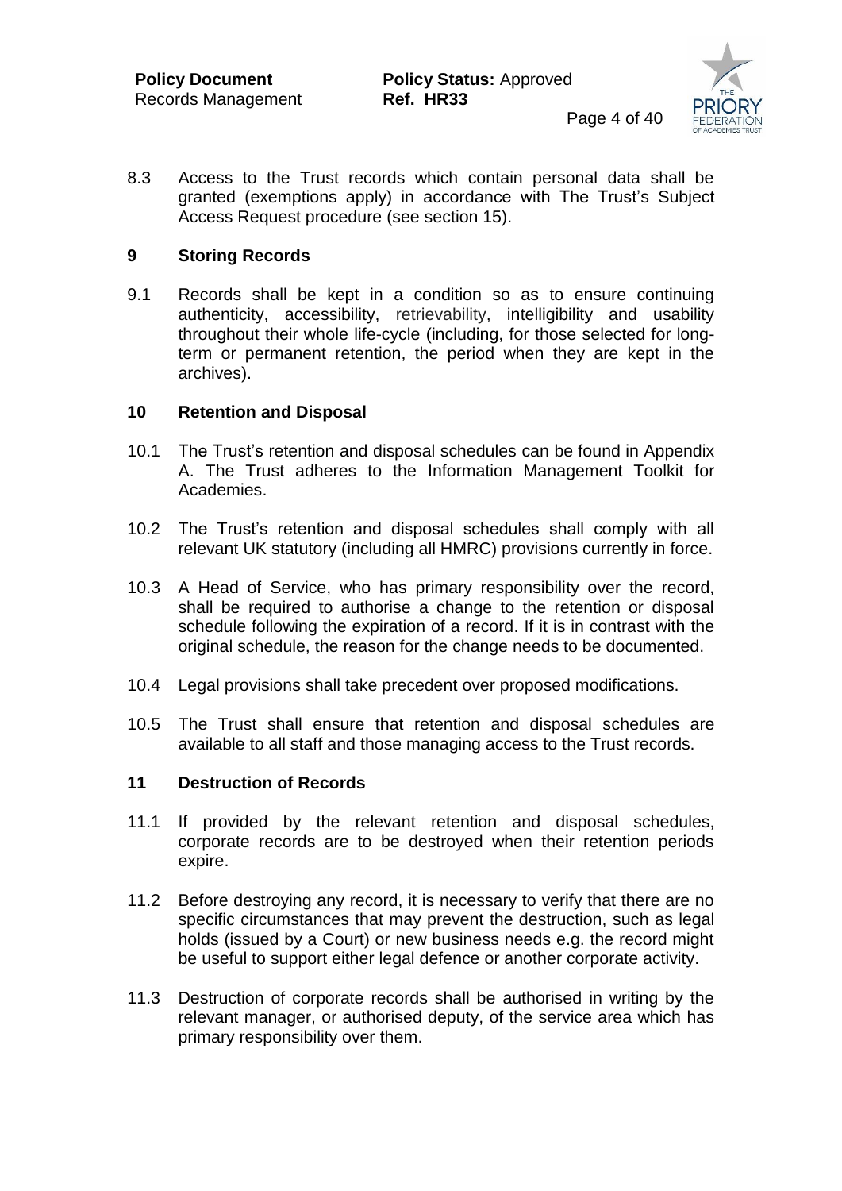8.3 Access to the Trust records which contain personal data shall be granted (exemptions apply) in accordance with The Trust's Subject Access Request procedure (see section 15).

## 9 Storing Records

9.1 Records shall be kept in a condition so as to ensure continuing authenticity, accessibility, retrievability, intelligibility and usability throughout their whole life-cycle (including, for those selected for long-term or permanent retention, the period when they are kept in the archives).

## 10 Retention and Disposal

10.1 The Trust's retention and disposal schedules can be found in Appendix A. The Trust adheres to the Information Management Toolkit for Academies.

10.2 The Trust's retention and disposal schedules shall comply with all relevant UK statutory (including all HMRC) provisions currently in force.

10.3 A Head of Service, who has primary responsibility over the record, shall be required to authorise a change to the retention or disposal schedule following the expiration of a record. If it is in contrast with the original schedule, the reason for the change needs to be documented.

10.4 Legal provisions shall take precedent over proposed modifications.

10.5 The Trust shall ensure that retention and disposal schedules are available to all staff and those managing access to the Trust records.

## 11 Destruction of Records

11.1 If provided by the relevant retention and disposal schedules, corporate records are to be destroyed when their retention periods expire.

11.2 Before destroying any record, it is necessary to verify that there are no specific circumstances that may prevent the destruction, such as legal holds (issued by a Court) or new business needs e.g. the record might be useful to support either legal defence or another corporate activity.

11.3 Destruction of corporate records shall be authorised in writing by the relevant manager, or authorised deputy, of the service area which has primary responsibility over them.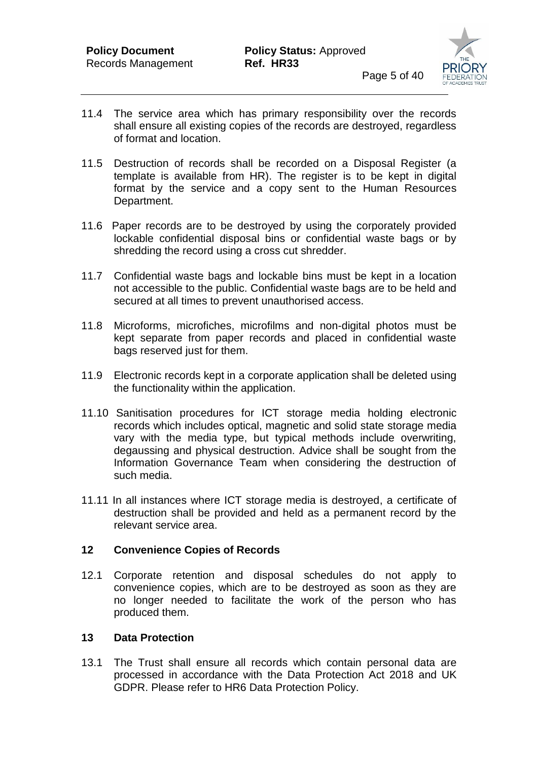11.4 The service area which has primary responsibility over the records shall ensure all existing copies of the records are destroyed, regardless of format and location.

11.5 Destruction of records shall be recorded on a Disposal Register (a template is available from HR). The register is to be kept in digital format by the service and a copy sent to the Human Resources Department.

11.6 Paper records are to be destroyed by using the corporately provided lockable confidential disposal bins or confidential waste bags or by shredding the record using a cross cut shredder.

11.7 Confidential waste bags and lockable bins must be kept in a location not accessible to the public. Confidential waste bags are to be held and secured at all times to prevent unauthorised access.

11.8 Microforms, microfiches, microfilms and non-digital photos must be kept separate from paper records and placed in confidential waste bags reserved just for them.

11.9 Electronic records kept in a corporate application shall be deleted using the functionality within the application.

11.10 Sanitisation procedures for ICT storage media holding electronic records which includes optical, magnetic and solid state storage media vary with the media type, but typical methods include overwriting, degaussing and physical destruction. Advice shall be sought from the Information Governance Team when considering the destruction of such media.

11.11 In all instances where ICT storage media is destroyed, a certificate of destruction shall be provided and held as a permanent record by the relevant service area.

## 12 Convenience Copies of Records

12.1 Corporate retention and disposal schedules do not apply to convenience copies, which are to be destroyed as soon as they are no longer needed to facilitate the work of the person who has produced them.

## 13 Data Protection

13.1 The Trust shall ensure all records which contain personal data are processed in accordance with the Data Protection Act 2018 and UK GDPR. Please refer to HR6 Data Protection Policy.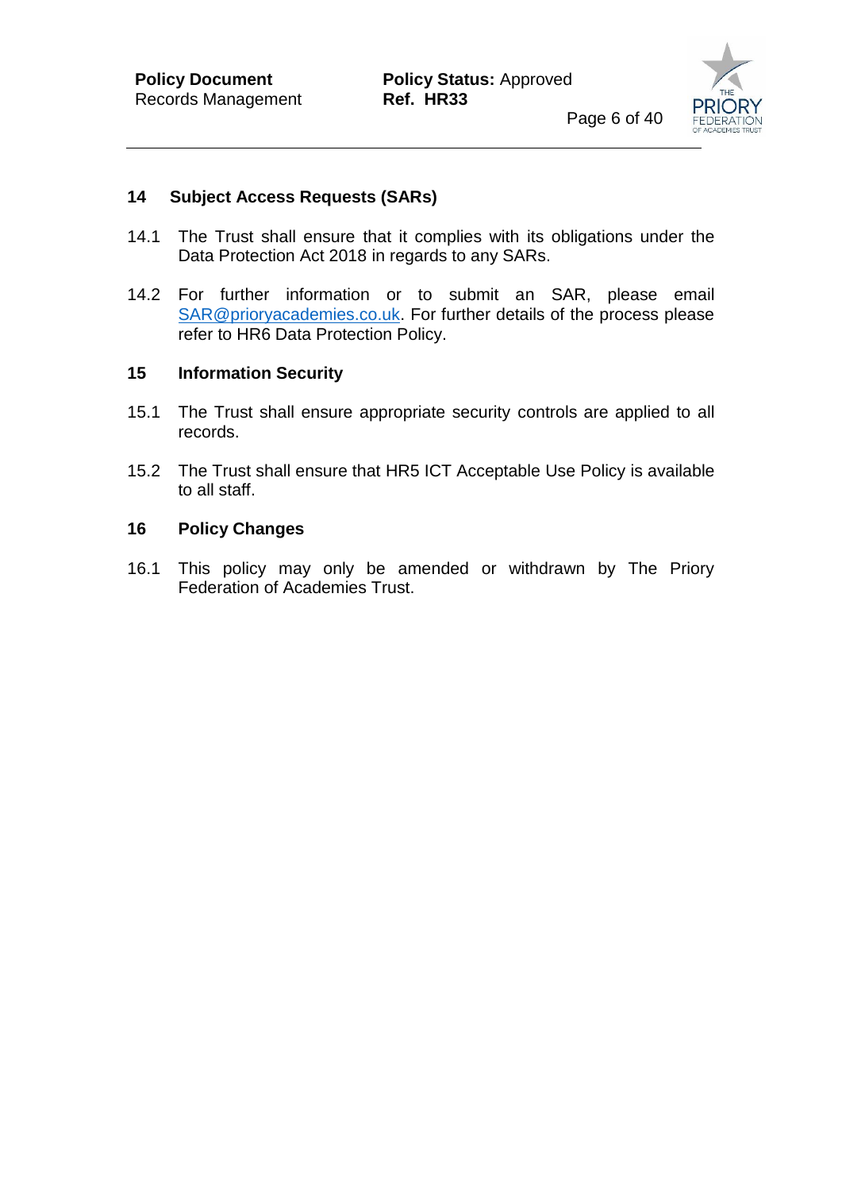## 14 Subject Access Requests (SARs)

14.1 The Trust shall ensure that it complies with its obligations under the Data Protection Act 2018 in regards to any SARs.

14.2 For further information or to submit an SAR, please email SAR@prioryacademies.co.uk. For further details of the process please refer to HR6 Data Protection Policy.

## 15 Information Security

15.1 The Trust shall ensure appropriate security controls are applied to all records.

15.2 The Trust shall ensure that HR5 ICT Acceptable Use Policy is available to all staff.

## 16 Policy Changes

16.1 This policy may only be amended or withdrawn by The Priory Federation of Academies Trust.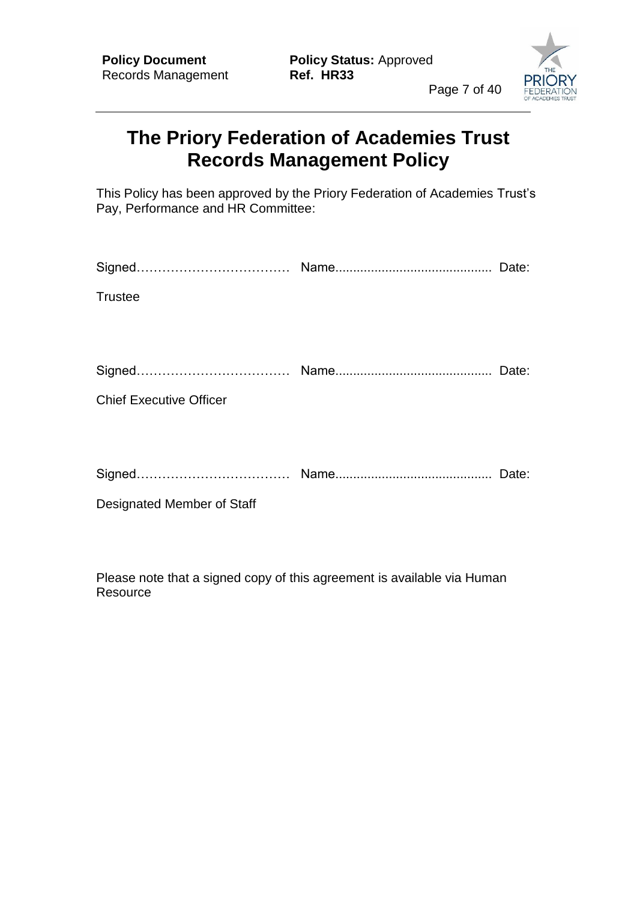# The Priory Federation of Academies Trust Records Management Policy

This Policy has been approved by the Priory Federation of Academies Trust's Pay, Performance and HR Committee:

Signed……………………………… Name........................................... Date:

Trustee

Signed……………………………… Name........................................... Date:

Chief Executive Officer

Signed……………………………… Name........................................... Date:

Designated Member of Staff

Please note that a signed copy of this agreement is available via Human Resource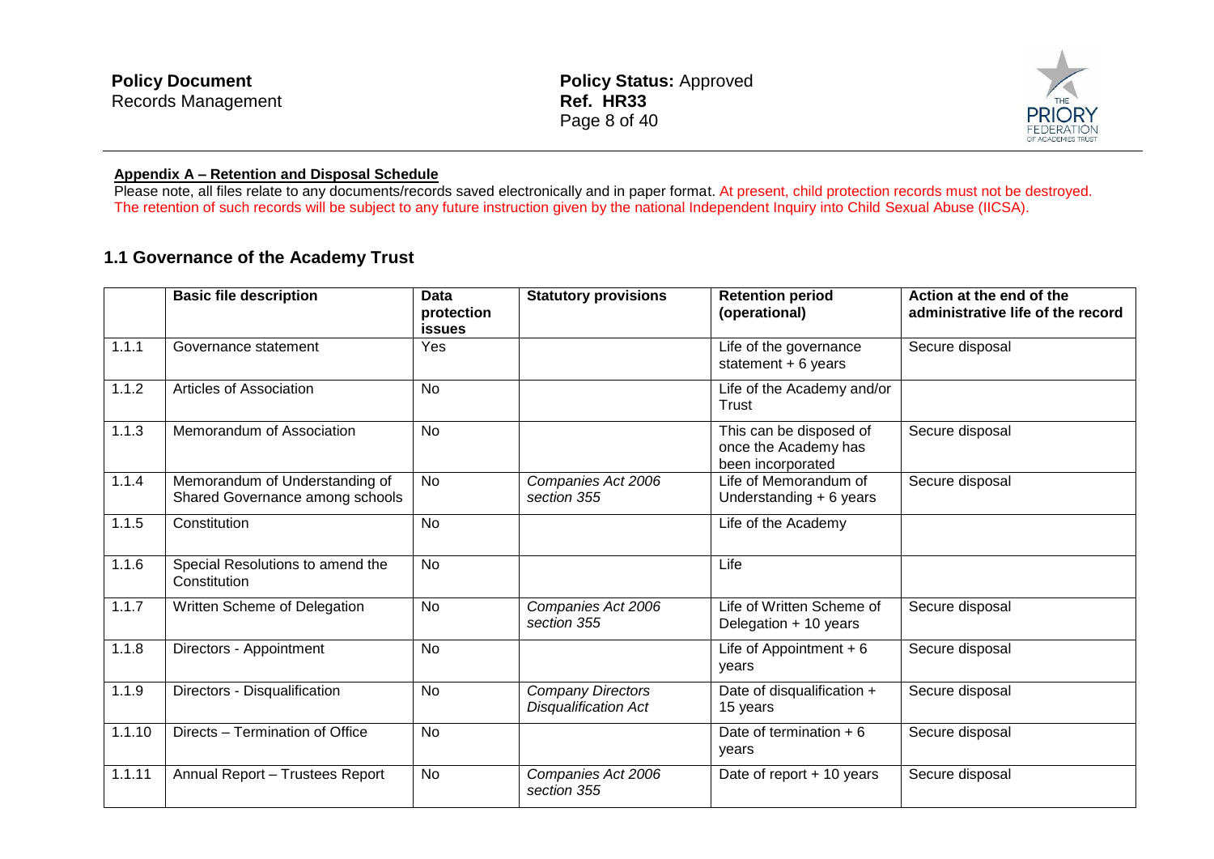**Appendix A – Retention and Disposal Schedule**

Please note, all files relate to any documents/records saved electronically and in paper format. At present, child protection records must not be destroyed. The retention of such records will be subject to any future instruction given by the national Independent Inquiry into Child Sexual Abuse (IICSA).

## 1.1 Governance of the Academy Trust

| | Basic file description | Data protection issues | Statutory provisions | Retention period (operational) | Action at the end of the administrative life of the record |
|---|---|---|---|---|---|
| 1.1.1 | Governance statement | Yes | | Life of the governance statement + 6 years | Secure disposal |
| 1.1.2 | Articles of Association | No | | Life of the Academy and/or Trust | |
| 1.1.3 | Memorandum of Association | No | | This can be disposed of once the Academy has been incorporated | Secure disposal |
| 1.1.4 | Memorandum of Understanding of Shared Governance among schools | No | *Companies Act 2006 section 355* | Life of Memorandum of Understanding + 6 years | Secure disposal |
| 1.1.5 | Constitution | No | | Life of the Academy | |
| 1.1.6 | Special Resolutions to amend the Constitution | No | | Life | |
| 1.1.7 | Written Scheme of Delegation | No | *Companies Act 2006 section 355* | Life of Written Scheme of Delegation + 10 years | Secure disposal |
| 1.1.8 | Directors - Appointment | No | | Life of Appointment + 6 years | Secure disposal |
| 1.1.9 | Directors - Disqualification | No | *Company Directors Disqualification Act* | Date of disqualification + 15 years | Secure disposal |
| 1.1.10 | Directs – Termination of Office | No | | Date of termination + 6 years | Secure disposal |
| 1.1.11 | Annual Report – Trustees Report | No | *Companies Act 2006 section 355* | Date of report + 10 years | Secure disposal |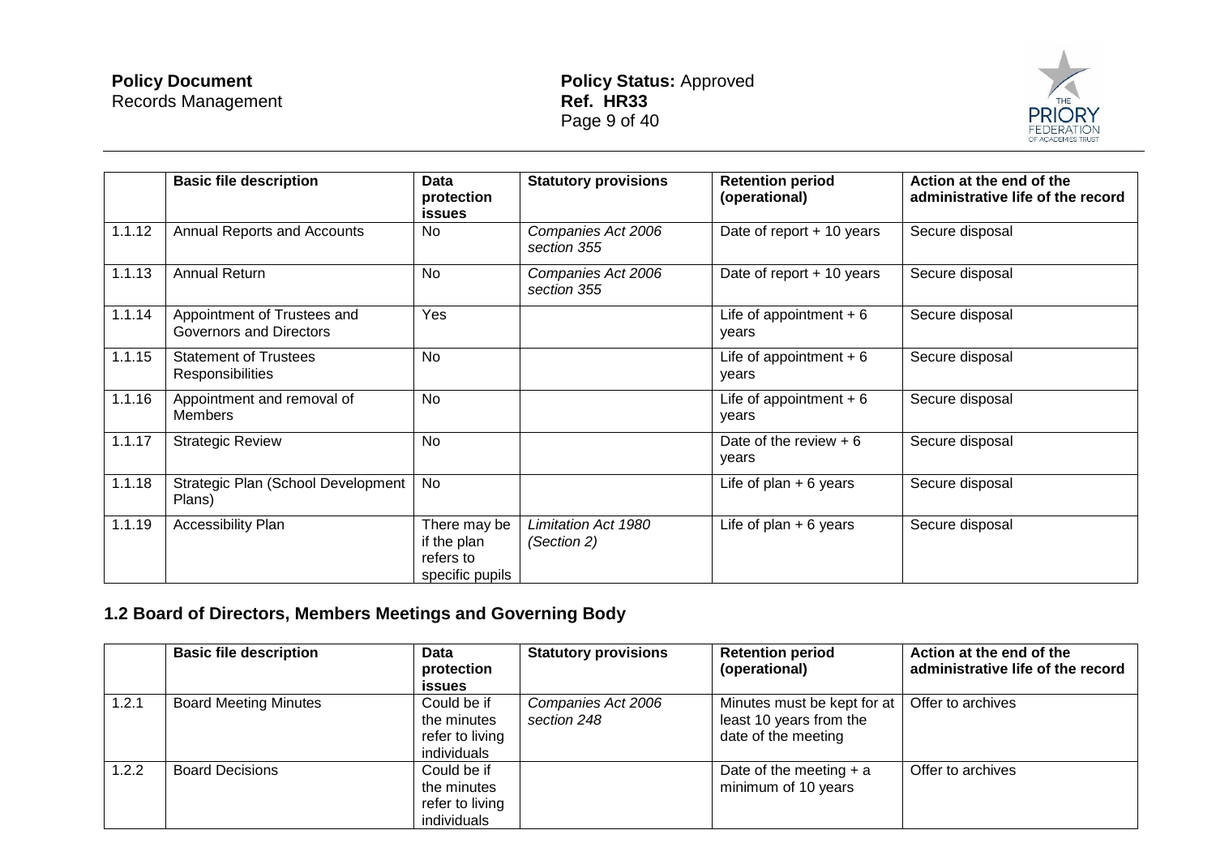| | Basic file description | Data protection issues | Statutory provisions | Retention period (operational) | Action at the end of the administrative life of the record |
|---|---|---|---|---|---|
| 1.1.12 | Annual Reports and Accounts | No | *Companies Act 2006 section 355* | Date of report + 10 years | Secure disposal |
| 1.1.13 | Annual Return | No | *Companies Act 2006 section 355* | Date of report + 10 years | Secure disposal |
| 1.1.14 | Appointment of Trustees and Governors and Directors | Yes | | Life of appointment + 6 years | Secure disposal |
| 1.1.15 | Statement of Trustees Responsibilities | No | | Life of appointment + 6 years | Secure disposal |
| 1.1.16 | Appointment and removal of Members | No | | Life of appointment + 6 years | Secure disposal |
| 1.1.17 | Strategic Review | No | | Date of the review + 6 years | Secure disposal |
| 1.1.18 | Strategic Plan (School Development Plans) | No | | Life of plan + 6 years | Secure disposal |
| 1.1.19 | Accessibility Plan | There may be if the plan refers to specific pupils | *Limitation Act 1980 (Section 2)* | Life of plan + 6 years | Secure disposal |

## 1.2 Board of Directors, Members Meetings and Governing Body

| | Basic file description | Data protection issues | Statutory provisions | Retention period (operational) | Action at the end of the administrative life of the record |
|---|---|---|---|---|---|
| 1.2.1 | Board Meeting Minutes | Could be if the minutes refer to living individuals | *Companies Act 2006 section 248* | Minutes must be kept for at least 10 years from the date of the meeting | Offer to archives |
| 1.2.2 | Board Decisions | Could be if the minutes refer to living individuals | | Date of the meeting + a minimum of 10 years | Offer to archives |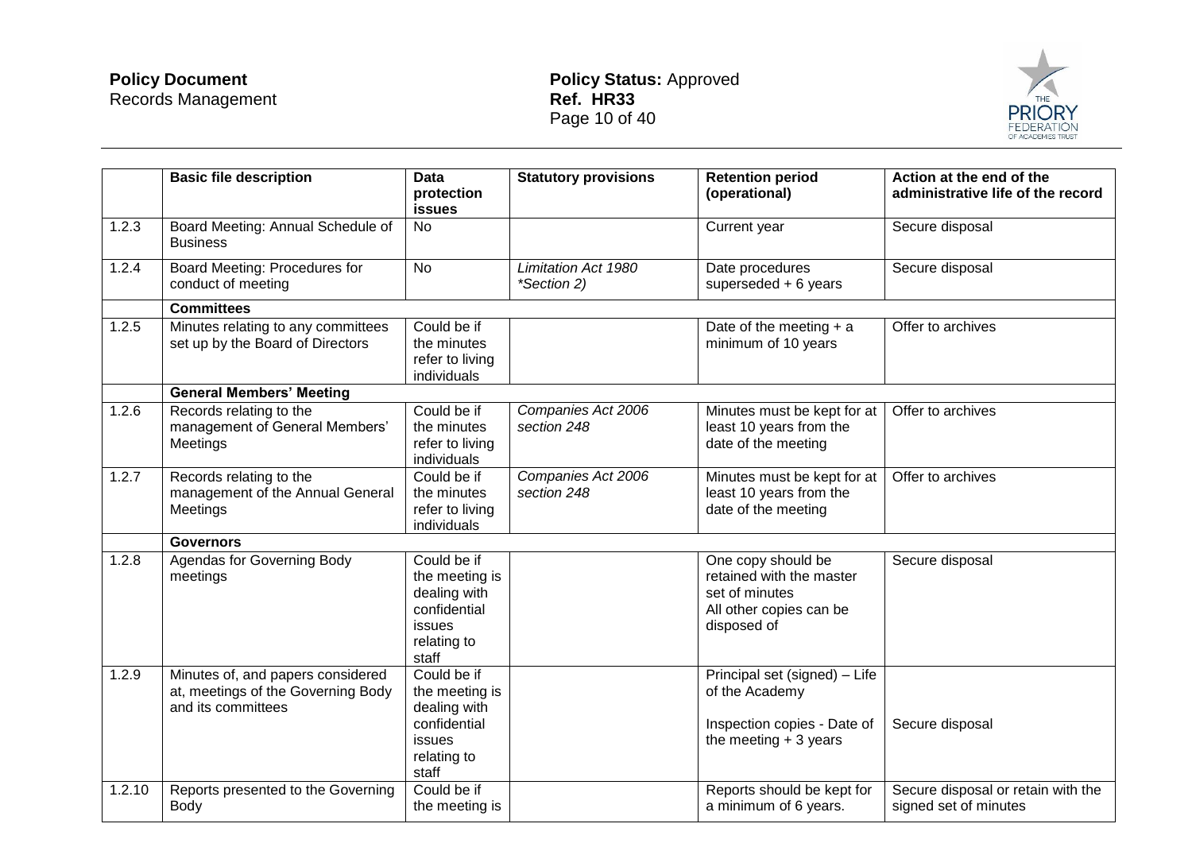| | Basic file description | Data protection issues | Statutory provisions | Retention period (operational) | Action at the end of the administrative life of the record |
|---|---|---|---|---|---|
| 1.2.3 | Board Meeting: Annual Schedule of Business | No | | Current year | Secure disposal |
| 1.2.4 | Board Meeting: Procedures for conduct of meeting | No | *Limitation Act 1980 *Section 2)* | Date procedures superseded + 6 years | Secure disposal |
| | **Committees** | | | | |
| 1.2.5 | Minutes relating to any committees set up by the Board of Directors | Could be if the minutes refer to living individuals | | Date of the meeting + a minimum of 10 years | Offer to archives |
| | **General Members' Meeting** | | | | |
| 1.2.6 | Records relating to the management of General Members' Meetings | Could be if the minutes refer to living individuals | *Companies Act 2006 section 248* | Minutes must be kept for at least 10 years from the date of the meeting | Offer to archives |
| 1.2.7 | Records relating to the management of the Annual General Meetings | Could be if the minutes refer to living individuals | *Companies Act 2006 section 248* | Minutes must be kept for at least 10 years from the date of the meeting | Offer to archives |
| | **Governors** | | | | |
| 1.2.8 | Agendas for Governing Body meetings | Could be if the meeting is dealing with confidential issues relating to staff | | One copy should be retained with the master set of minutes<br>All other copies can be disposed of | Secure disposal |
| 1.2.9 | Minutes of, and papers considered at, meetings of the Governing Body and its committees | Could be if the meeting is dealing with confidential issues relating to staff | | Principal set (signed) – Life of the Academy<br><br>Inspection copies - Date of the meeting + 3 years | <br><br>Secure disposal |
| 1.2.10 | Reports presented to the Governing Body | Could be if the meeting is | | Reports should be kept for a minimum of 6 years. | Secure disposal or retain with the signed set of minutes |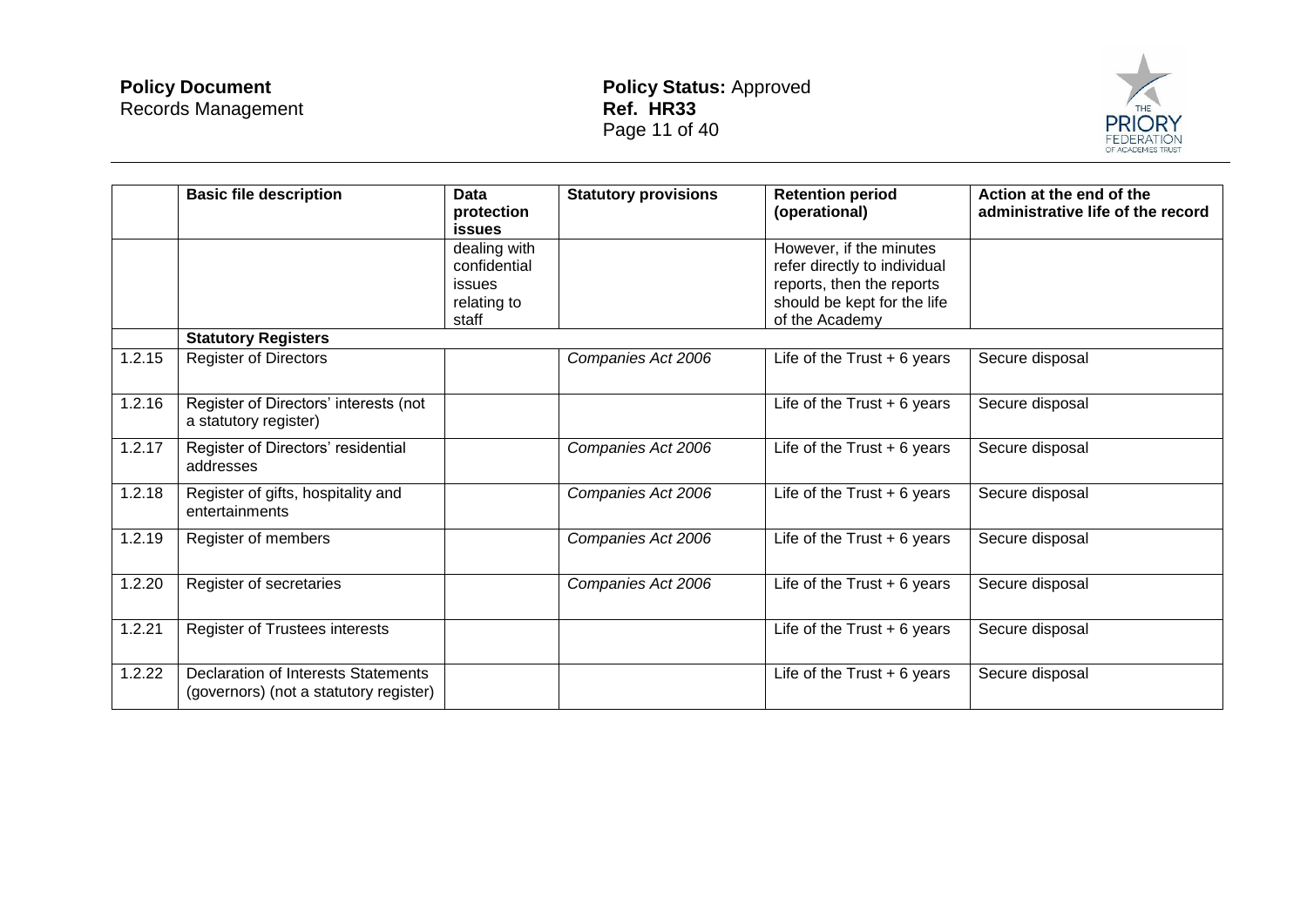| | Basic file description | Data protection issues | Statutory provisions | Retention period (operational) | Action at the end of the administrative life of the record |
|---|---|---|---|---|---|
| | | dealing with confidential issues relating to staff | | However, if the minutes refer directly to individual reports, then the reports should be kept for the life of the Academy | |
| | **Statutory Registers** | | | | |
| 1.2.15 | Register of Directors | | *Companies Act 2006* | Life of the Trust + 6 years | Secure disposal |
| 1.2.16 | Register of Directors' interests (not a statutory register) | | | Life of the Trust + 6 years | Secure disposal |
| 1.2.17 | Register of Directors' residential addresses | | *Companies Act 2006* | Life of the Trust + 6 years | Secure disposal |
| 1.2.18 | Register of gifts, hospitality and entertainments | | *Companies Act 2006* | Life of the Trust + 6 years | Secure disposal |
| 1.2.19 | Register of members | | *Companies Act 2006* | Life of the Trust + 6 years | Secure disposal |
| 1.2.20 | Register of secretaries | | *Companies Act 2006* | Life of the Trust + 6 years | Secure disposal |
| 1.2.21 | Register of Trustees interests | | | Life of the Trust + 6 years | Secure disposal |
| 1.2.22 | Declaration of Interests Statements (governors) (not a statutory register) | | | Life of the Trust + 6 years | Secure disposal |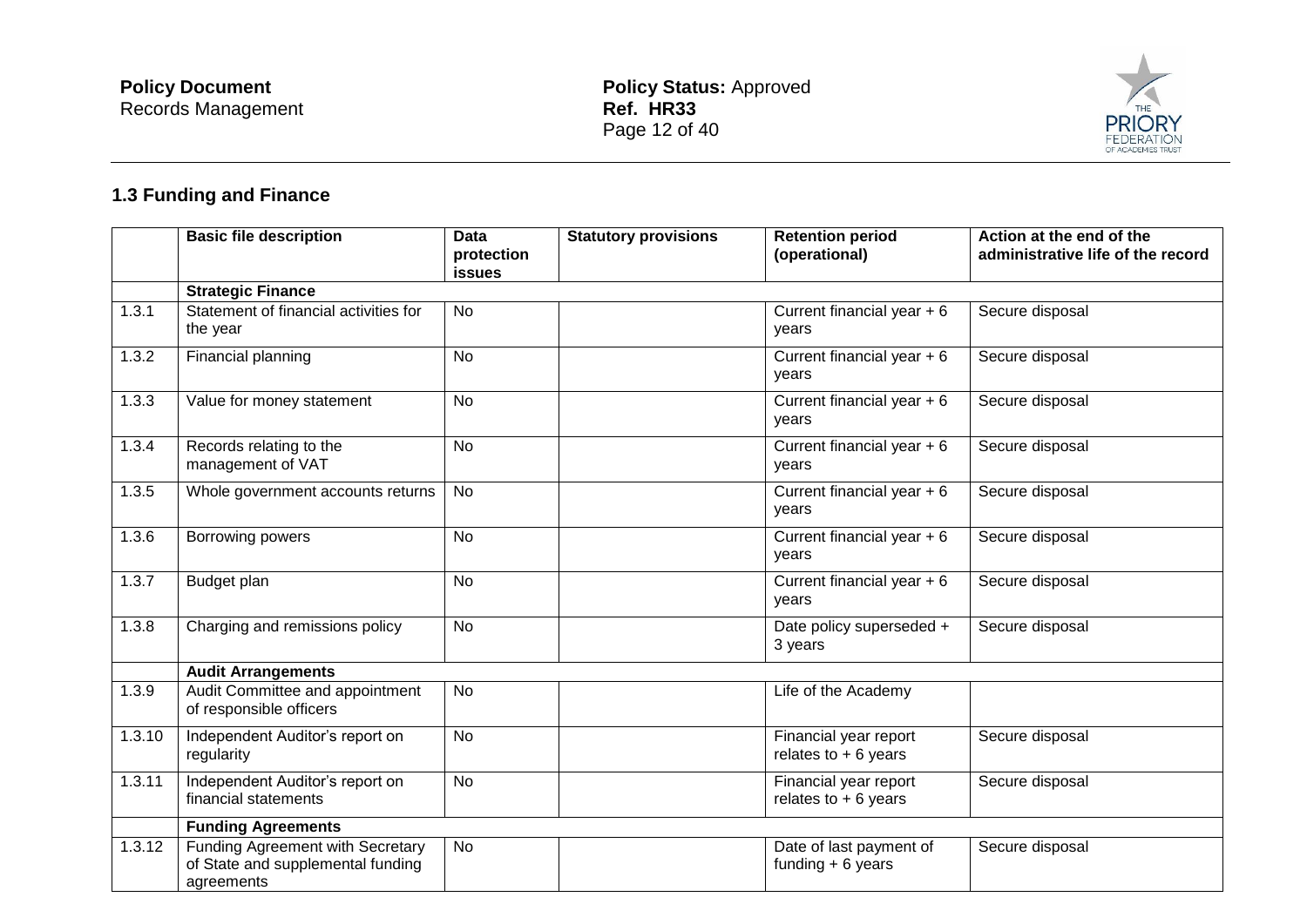## 1.3 Funding and Finance

| | Basic file description | Data protection issues | Statutory provisions | Retention period (operational) | Action at the end of the administrative life of the record |
|---|---|---|---|---|---|
| | **Strategic Finance** | | | | |
| 1.3.1 | Statement of financial activities for the year | No | | Current financial year + 6 years | Secure disposal |
| 1.3.2 | Financial planning | No | | Current financial year + 6 years | Secure disposal |
| 1.3.3 | Value for money statement | No | | Current financial year + 6 years | Secure disposal |
| 1.3.4 | Records relating to the management of VAT | No | | Current financial year + 6 years | Secure disposal |
| 1.3.5 | Whole government accounts returns | No | | Current financial year + 6 years | Secure disposal |
| 1.3.6 | Borrowing powers | No | | Current financial year + 6 years | Secure disposal |
| 1.3.7 | Budget plan | No | | Current financial year + 6 years | Secure disposal |
| 1.3.8 | Charging and remissions policy | No | | Date policy superseded + 3 years | Secure disposal |
| | **Audit Arrangements** | | | | |
| 1.3.9 | Audit Committee and appointment of responsible officers | No | | Life of the Academy | |
| 1.3.10 | Independent Auditor's report on regularity | No | | Financial year report relates to + 6 years | Secure disposal |
| 1.3.11 | Independent Auditor's report on financial statements | No | | Financial year report relates to + 6 years | Secure disposal |
| | **Funding Agreements** | | | | |
| 1.3.12 | Funding Agreement with Secretary of State and supplemental funding agreements | No | | Date of last payment of funding + 6 years | Secure disposal |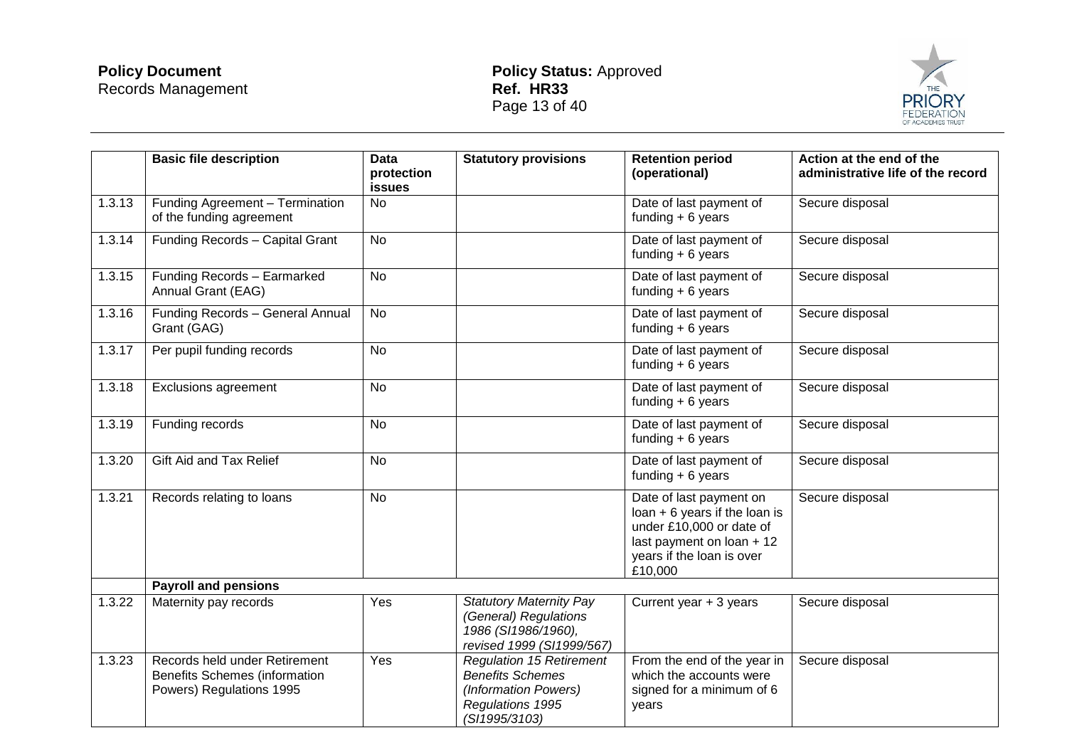|  | Basic file description | Data protection issues | Statutory provisions | Retention period (operational) | Action at the end of the administrative life of the record |
|---|---|---|---|---|---|
| 1.3.13 | Funding Agreement – Termination of the funding agreement | No |  | Date of last payment of funding + 6 years | Secure disposal |
| 1.3.14 | Funding Records – Capital Grant | No |  | Date of last payment of funding + 6 years | Secure disposal |
| 1.3.15 | Funding Records – Earmarked Annual Grant (EAG) | No |  | Date of last payment of funding + 6 years | Secure disposal |
| 1.3.16 | Funding Records – General Annual Grant (GAG) | No |  | Date of last payment of funding + 6 years | Secure disposal |
| 1.3.17 | Per pupil funding records | No |  | Date of last payment of funding + 6 years | Secure disposal |
| 1.3.18 | Exclusions agreement | No |  | Date of last payment of funding + 6 years | Secure disposal |
| 1.3.19 | Funding records | No |  | Date of last payment of funding + 6 years | Secure disposal |
| 1.3.20 | Gift Aid and Tax Relief | No |  | Date of last payment of funding + 6 years | Secure disposal |
| 1.3.21 | Records relating to loans | No |  | Date of last payment on loan + 6 years if the loan is under £10,000 or date of last payment on loan + 12 years if the loan is over £10,000 | Secure disposal |
|  | **Payroll and pensions** |  |  |  |  |
| 1.3.22 | Maternity pay records | Yes | *Statutory Maternity Pay (General) Regulations 1986 (SI1986/1960), revised 1999 (SI1999/567)* | Current year + 3 years | Secure disposal |
| 1.3.23 | Records held under Retirement Benefits Schemes (information Powers) Regulations 1995 | Yes | *Regulation 15 Retirement Benefits Schemes (Information Powers) Regulations 1995 (SI1995/3103)* | From the end of the year in which the accounts were signed for a minimum of 6 years | Secure disposal |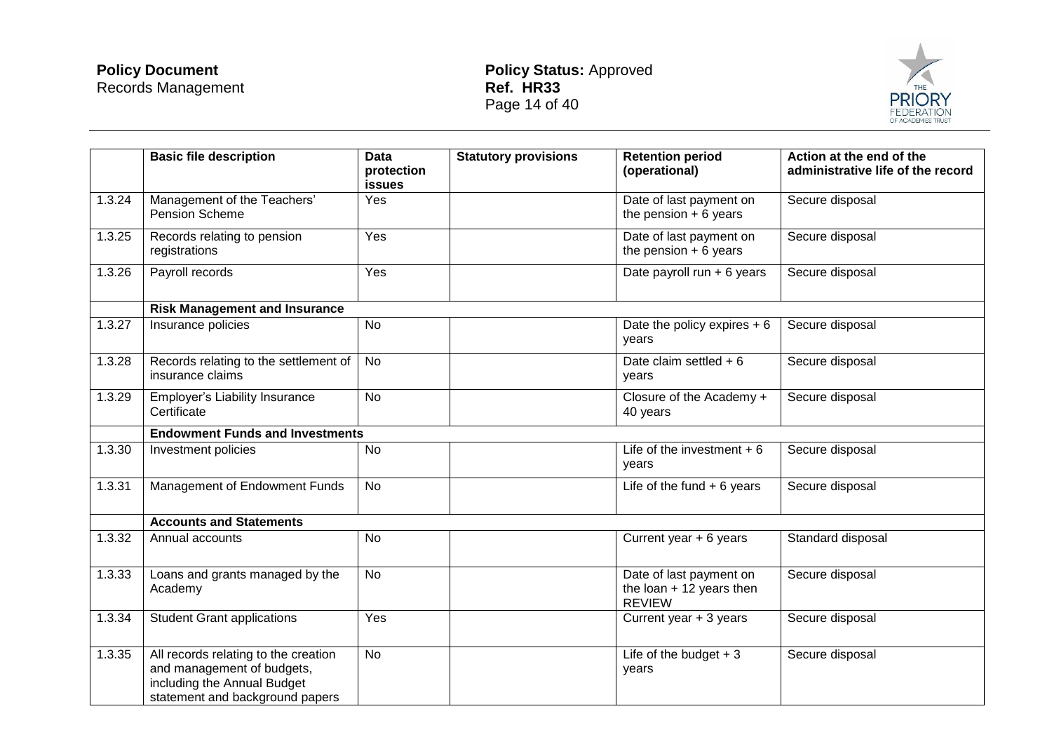|  | Basic file description | Data protection issues | Statutory provisions | Retention period (operational) | Action at the end of the administrative life of the record |
|---|---|---|---|---|---|
| 1.3.24 | Management of the Teachers' Pension Scheme | Yes |  | Date of last payment on the pension + 6 years | Secure disposal |
| 1.3.25 | Records relating to pension registrations | Yes |  | Date of last payment on the pension + 6 years | Secure disposal |
| 1.3.26 | Payroll records | Yes |  | Date payroll run + 6 years | Secure disposal |
|  | **Risk Management and Insurance** |  |  |  |  |
| 1.3.27 | Insurance policies | No |  | Date the policy expires + 6 years | Secure disposal |
| 1.3.28 | Records relating to the settlement of insurance claims | No |  | Date claim settled + 6 years | Secure disposal |
| 1.3.29 | Employer's Liability Insurance Certificate | No |  | Closure of the Academy + 40 years | Secure disposal |
|  | **Endowment Funds and Investments** |  |  |  |  |
| 1.3.30 | Investment policies | No |  | Life of the investment + 6 years | Secure disposal |
| 1.3.31 | Management of Endowment Funds | No |  | Life of the fund + 6 years | Secure disposal |
|  | **Accounts and Statements** |  |  |  |  |
| 1.3.32 | Annual accounts | No |  | Current year + 6 years | Standard disposal |
| 1.3.33 | Loans and grants managed by the Academy | No |  | Date of last payment on the loan + 12 years then REVIEW | Secure disposal |
| 1.3.34 | Student Grant applications | Yes |  | Current year + 3 years | Secure disposal |
| 1.3.35 | All records relating to the creation and management of budgets, including the Annual Budget statement and background papers | No |  | Life of the budget + 3 years | Secure disposal |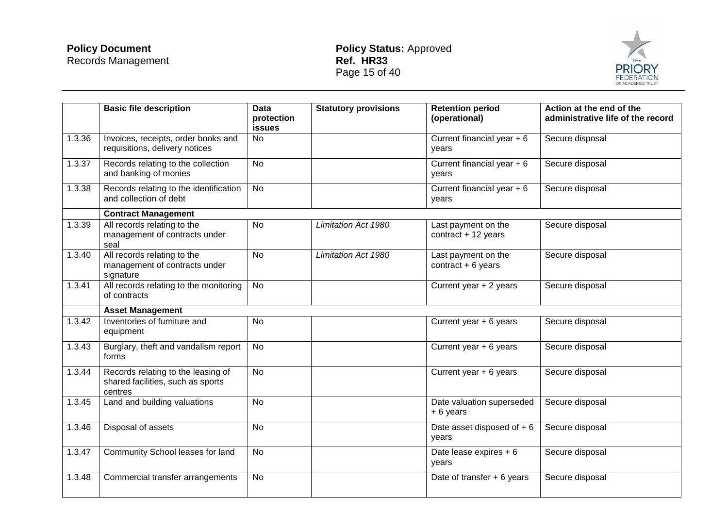|  | Basic file description | Data protection issues | Statutory provisions | Retention period (operational) | Action at the end of the administrative life of the record |
|---|---|---|---|---|---|
| 1.3.36 | Invoices, receipts, order books and requisitions, delivery notices | No |  | Current financial year + 6 years | Secure disposal |
| 1.3.37 | Records relating to the collection and banking of monies | No |  | Current financial year + 6 years | Secure disposal |
| 1.3.38 | Records relating to the identification and collection of debt | No |  | Current financial year + 6 years | Secure disposal |
|  | **Contract Management** |  |  |  |  |
| 1.3.39 | All records relating to the management of contracts under seal | No | *Limitation Act 1980* | Last payment on the contract + 12 years | Secure disposal |
| 1.3.40 | All records relating to the management of contracts under signature | No | *Limitation Act 1980* | Last payment on the contract + 6 years | Secure disposal |
| 1.3.41 | All records relating to the monitoring of contracts | No |  | Current year + 2 years | Secure disposal |
|  | **Asset Management** |  |  |  |  |
| 1.3.42 | Inventories of furniture and equipment | No |  | Current year + 6 years | Secure disposal |
| 1.3.43 | Burglary, theft and vandalism report forms | No |  | Current year + 6 years | Secure disposal |
| 1.3.44 | Records relating to the leasing of shared facilities, such as sports centres | No |  | Current year + 6 years | Secure disposal |
| 1.3.45 | Land and building valuations | No |  | Date valuation superseded + 6 years | Secure disposal |
| 1.3.46 | Disposal of assets | No |  | Date asset disposed of + 6 years | Secure disposal |
| 1.3.47 | Community School leases for land | No |  | Date lease expires + 6 years | Secure disposal |
| 1.3.48 | Commercial transfer arrangements | No |  | Date of transfer + 6 years | Secure disposal |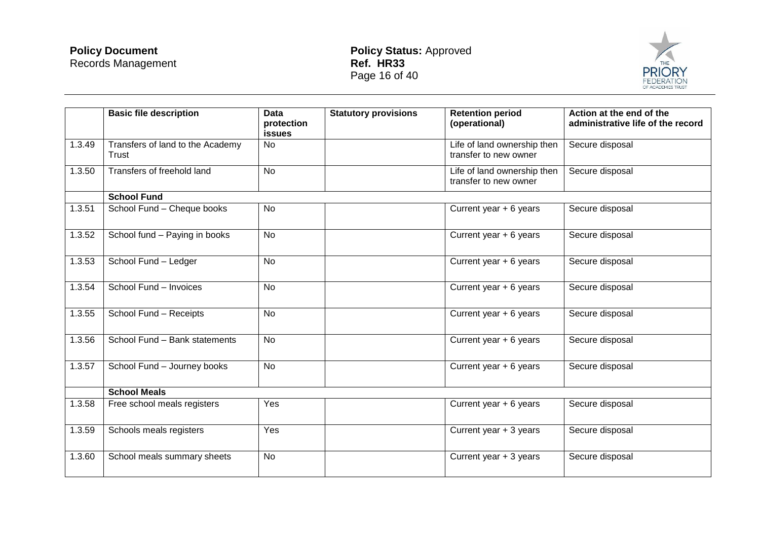| | Basic file description | Data protection issues | Statutory provisions | Retention period (operational) | Action at the end of the administrative life of the record |
|---|---|---|---|---|---|
| 1.3.49 | Transfers of land to the Academy Trust | No | | Life of land ownership then transfer to new owner | Secure disposal |
| 1.3.50 | Transfers of freehold land | No | | Life of land ownership then transfer to new owner | Secure disposal |
| | **School Fund** | | | | |
| 1.3.51 | School Fund – Cheque books | No | | Current year + 6 years | Secure disposal |
| 1.3.52 | School fund – Paying in books | No | | Current year + 6 years | Secure disposal |
| 1.3.53 | School Fund – Ledger | No | | Current year + 6 years | Secure disposal |
| 1.3.54 | School Fund – Invoices | No | | Current year + 6 years | Secure disposal |
| 1.3.55 | School Fund – Receipts | No | | Current year + 6 years | Secure disposal |
| 1.3.56 | School Fund – Bank statements | No | | Current year + 6 years | Secure disposal |
| 1.3.57 | School Fund – Journey books | No | | Current year + 6 years | Secure disposal |
| | **School Meals** | | | | |
| 1.3.58 | Free school meals registers | Yes | | Current year + 6 years | Secure disposal |
| 1.3.59 | Schools meals registers | Yes | | Current year + 3 years | Secure disposal |
| 1.3.60 | School meals summary sheets | No | | Current year + 3 years | Secure disposal |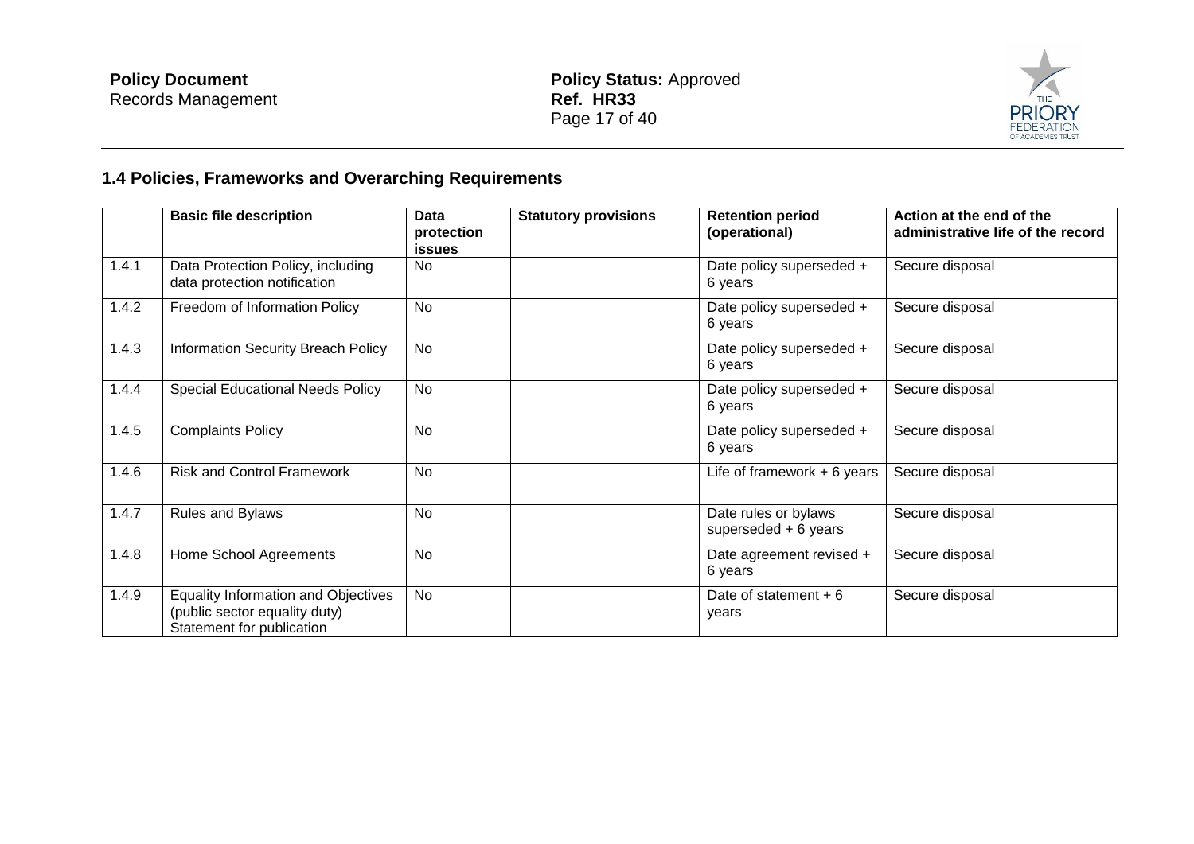## 1.4 Policies, Frameworks and Overarching Requirements

| | Basic file description | Data protection issues | Statutory provisions | Retention period (operational) | Action at the end of the administrative life of the record |
|---|---|---|---|---|---|
| 1.4.1 | Data Protection Policy, including data protection notification | No | | Date policy superseded + 6 years | Secure disposal |
| 1.4.2 | Freedom of Information Policy | No | | Date policy superseded + 6 years | Secure disposal |
| 1.4.3 | Information Security Breach Policy | No | | Date policy superseded + 6 years | Secure disposal |
| 1.4.4 | Special Educational Needs Policy | No | | Date policy superseded + 6 years | Secure disposal |
| 1.4.5 | Complaints Policy | No | | Date policy superseded + 6 years | Secure disposal |
| 1.4.6 | Risk and Control Framework | No | | Life of framework + 6 years | Secure disposal |
| 1.4.7 | Rules and Bylaws | No | | Date rules or bylaws superseded + 6 years | Secure disposal |
| 1.4.8 | Home School Agreements | No | | Date agreement revised + 6 years | Secure disposal |
| 1.4.9 | Equality Information and Objectives (public sector equality duty) Statement for publication | No | | Date of statement + 6 years | Secure disposal |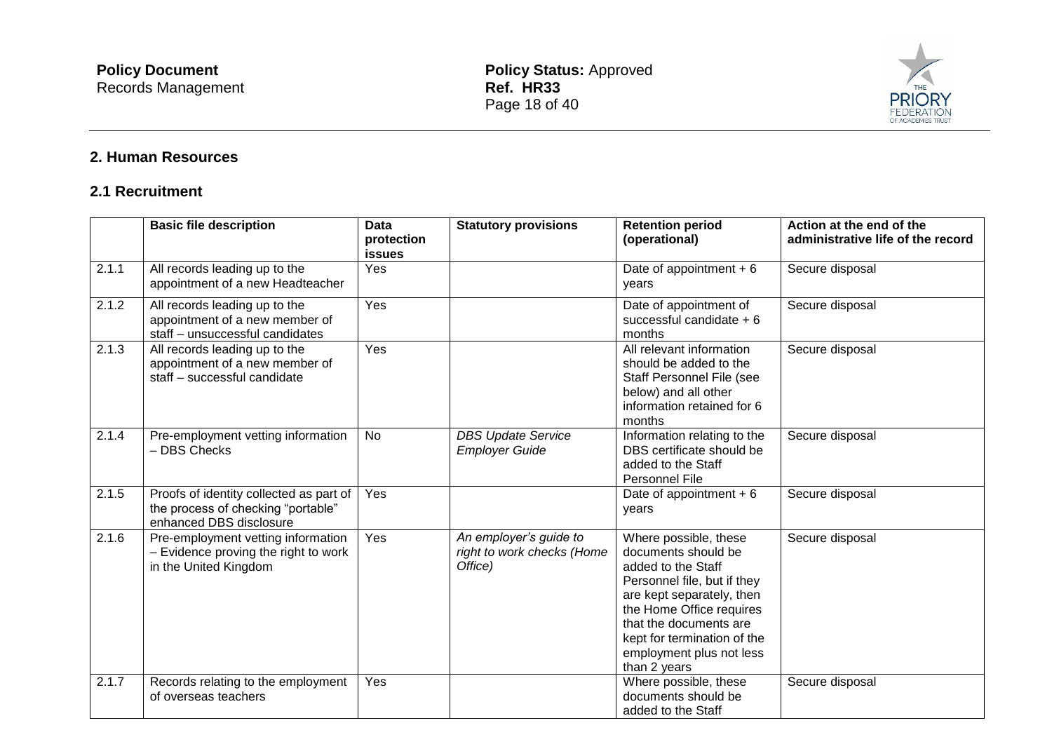## 2. Human Resources

### 2.1 Recruitment

| | Basic file description | Data protection issues | Statutory provisions | Retention period (operational) | Action at the end of the administrative life of the record |
|---|---|---|---|---|---|
| 2.1.1 | All records leading up to the appointment of a new Headteacher | Yes | | Date of appointment + 6 years | Secure disposal |
| 2.1.2 | All records leading up to the appointment of a new member of staff – unsuccessful candidates | Yes | | Date of appointment of successful candidate + 6 months | Secure disposal |
| 2.1.3 | All records leading up to the appointment of a new member of staff – successful candidate | Yes | | All relevant information should be added to the Staff Personnel File (see below) and all other information retained for 6 months | Secure disposal |
| 2.1.4 | Pre-employment vetting information – DBS Checks | No | *DBS Update Service Employer Guide* | Information relating to the DBS certificate should be added to the Staff Personnel File | Secure disposal |
| 2.1.5 | Proofs of identity collected as part of the process of checking "portable" enhanced DBS disclosure | Yes | | Date of appointment + 6 years | Secure disposal |
| 2.1.6 | Pre-employment vetting information – Evidence proving the right to work in the United Kingdom | Yes | *An employer's guide to right to work checks (Home Office)* | Where possible, these documents should be added to the Staff Personnel file, but if they are kept separately, then the Home Office requires that the documents are kept for termination of the employment plus not less than 2 years | Secure disposal |
| 2.1.7 | Records relating to the employment of overseas teachers | Yes | | Where possible, these documents should be added to the Staff | Secure disposal |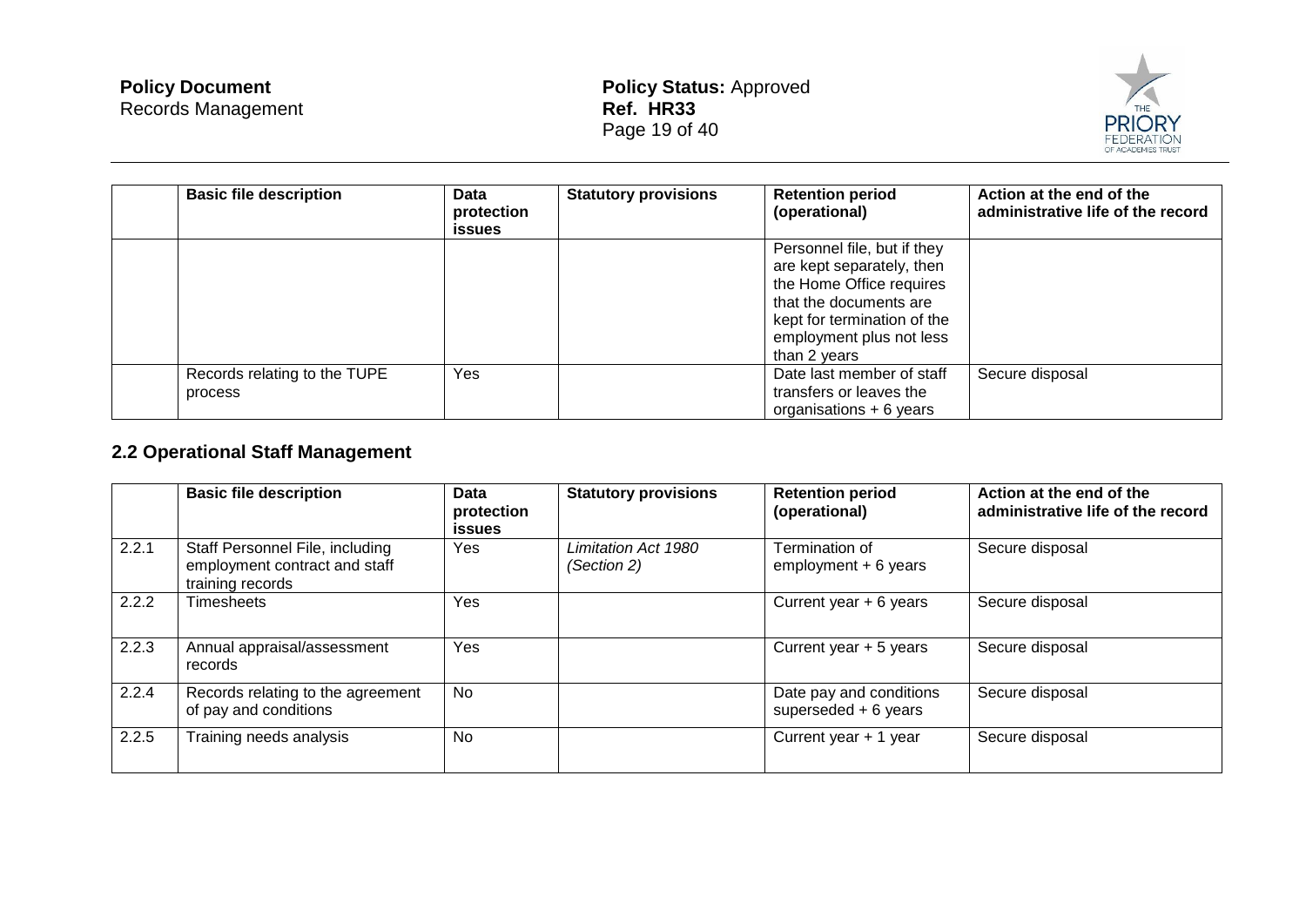| | Basic file description | Data protection issues | Statutory provisions | Retention period (operational) | Action at the end of the administrative life of the record |
|---|---|---|---|---|---|
| | | | | Personnel file, but if they are kept separately, then the Home Office requires that the documents are kept for termination of the employment plus not less than 2 years | |
| | Records relating to the TUPE process | Yes | | Date last member of staff transfers or leaves the organisations + 6 years | Secure disposal |

## 2.2 Operational Staff Management

| | Basic file description | Data protection issues | Statutory provisions | Retention period (operational) | Action at the end of the administrative life of the record |
|---|---|---|---|---|---|
| 2.2.1 | Staff Personnel File, including employment contract and staff training records | Yes | *Limitation Act 1980 (Section 2)* | Termination of employment + 6 years | Secure disposal |
| 2.2.2 | Timesheets | Yes | | Current year + 6 years | Secure disposal |
| 2.2.3 | Annual appraisal/assessment records | Yes | | Current year + 5 years | Secure disposal |
| 2.2.4 | Records relating to the agreement of pay and conditions | No | | Date pay and conditions superseded + 6 years | Secure disposal |
| 2.2.5 | Training needs analysis | No | | Current year + 1 year | Secure disposal |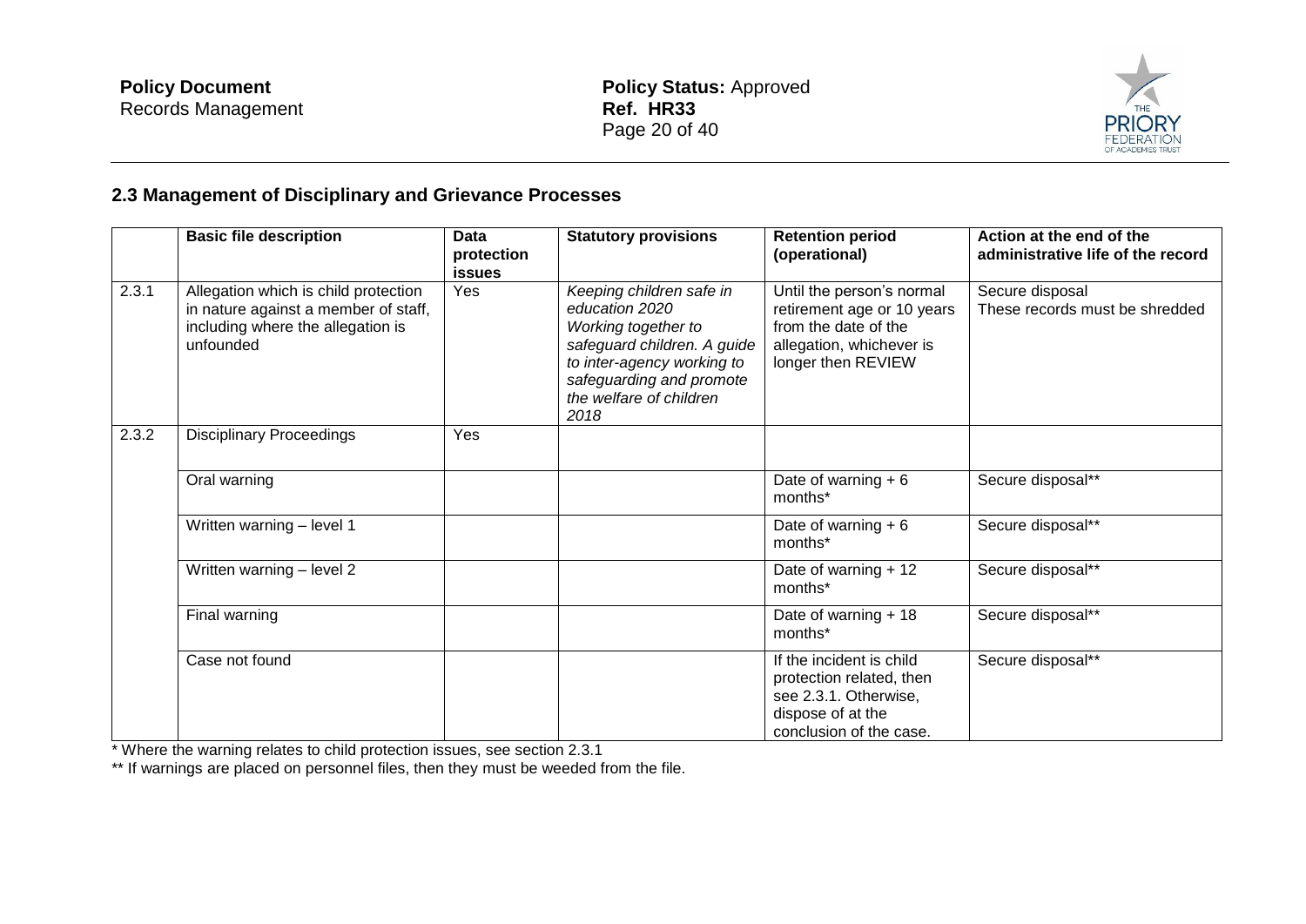## 2.3 Management of Disciplinary and Grievance Processes

| | Basic file description | Data protection issues | Statutory provisions | Retention period (operational) | Action at the end of the administrative life of the record |
|---|---|---|---|---|---|
| 2.3.1 | Allegation which is child protection in nature against a member of staff, including where the allegation is unfounded | Yes | *Keeping children safe in education 2020* *Working together to safeguard children. A guide to inter-agency working to safeguarding and promote the welfare of children 2018* | Until the person's normal retirement age or 10 years from the date of the allegation, whichever is longer then REVIEW | Secure disposal These records must be shredded |
| 2.3.2 | Disciplinary Proceedings | Yes | | | |
| | Oral warning | | | Date of warning + 6 months* | Secure disposal** |
| | Written warning – level 1 | | | Date of warning + 6 months* | Secure disposal** |
| | Written warning – level 2 | | | Date of warning + 12 months* | Secure disposal** |
| | Final warning | | | Date of warning + 18 months* | Secure disposal** |
| | Case not found | | | If the incident is child protection related, then see 2.3.1. Otherwise, dispose of at the conclusion of the case. | Secure disposal** |

* Where the warning relates to child protection issues, see section 2.3.1

** If warnings are placed on personnel files, then they must be weeded from the file.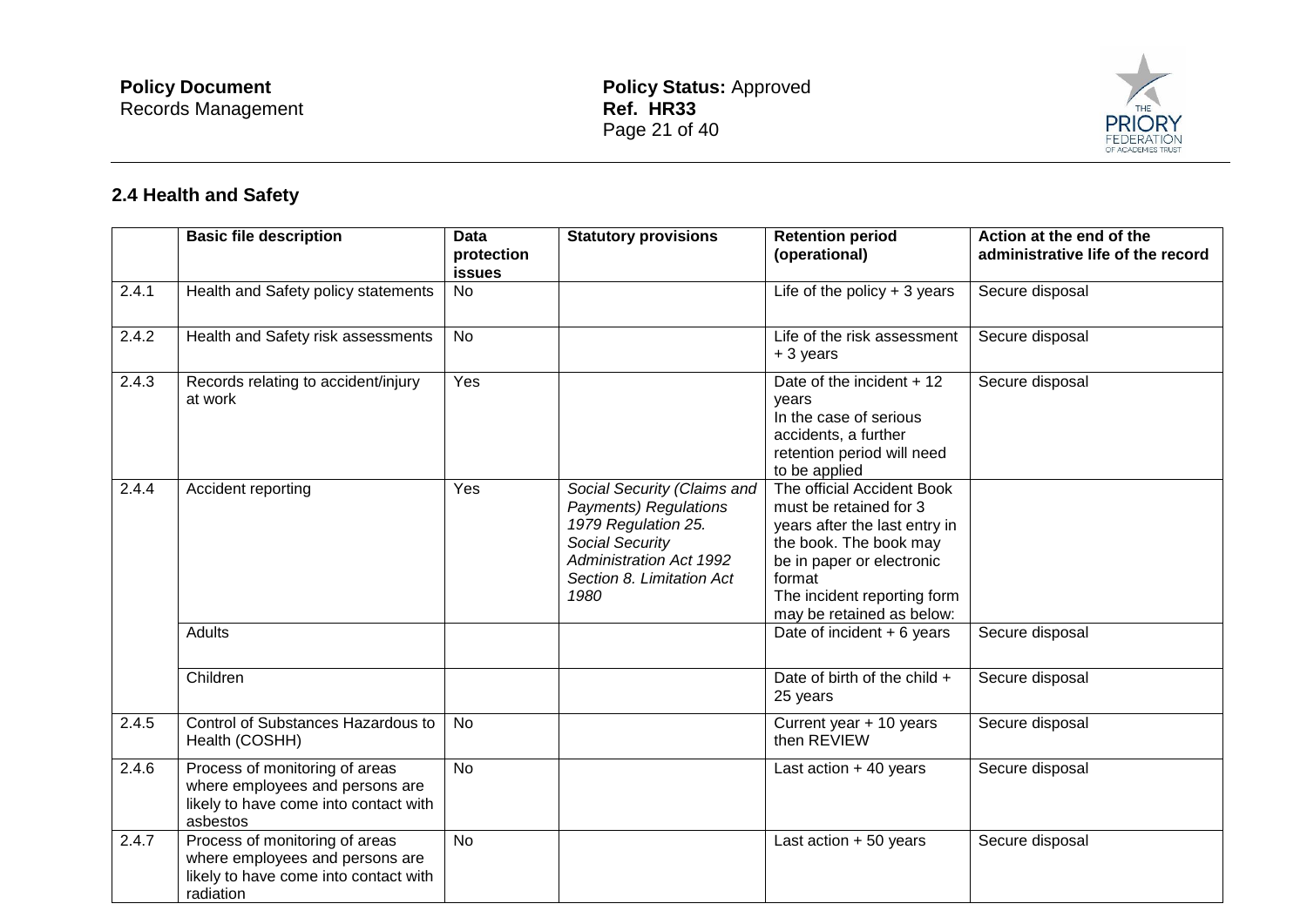## 2.4 Health and Safety

| | Basic file description | Data protection issues | Statutory provisions | Retention period (operational) | Action at the end of the administrative life of the record |
|---|---|---|---|---|---|
| 2.4.1 | Health and Safety policy statements | No | | Life of the policy + 3 years | Secure disposal |
| 2.4.2 | Health and Safety risk assessments | No | | Life of the risk assessment + 3 years | Secure disposal |
| 2.4.3 | Records relating to accident/injury at work | Yes | | Date of the incident + 12 years<br>In the case of serious accidents, a further retention period will need to be applied | Secure disposal |
| 2.4.4 | Accident reporting | Yes | *Social Security (Claims and Payments) Regulations 1979 Regulation 25. Social Security Administration Act 1992 Section 8. Limitation Act 1980* | The official Accident Book must be retained for 3 years after the last entry in the book. The book may be in paper or electronic format<br>The incident reporting form may be retained as below: | |
| | Adults | | | Date of incident + 6 years | Secure disposal |
| | Children | | | Date of birth of the child + 25 years | Secure disposal |
| 2.4.5 | Control of Substances Hazardous to Health (COSHH) | No | | Current year + 10 years then REVIEW | Secure disposal |
| 2.4.6 | Process of monitoring of areas where employees and persons are likely to have come into contact with asbestos | No | | Last action + 40 years | Secure disposal |
| 2.4.7 | Process of monitoring of areas where employees and persons are likely to have come into contact with radiation | No | | Last action + 50 years | Secure disposal |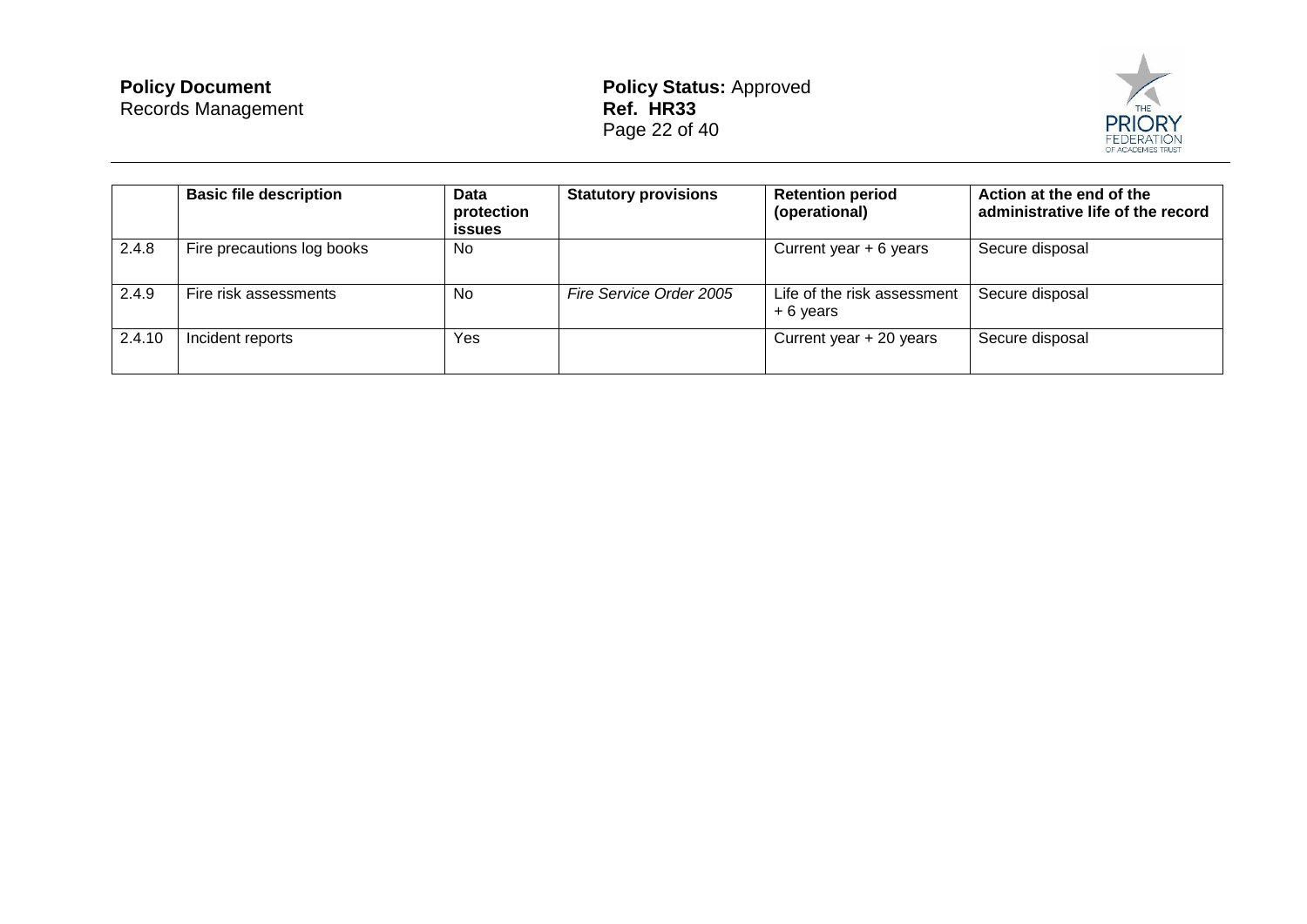| | Basic file description | Data protection issues | Statutory provisions | Retention period (operational) | Action at the end of the administrative life of the record |
|---|---|---|---|---|---|
| 2.4.8 | Fire precautions log books | No | | Current year + 6 years | Secure disposal |
| 2.4.9 | Fire risk assessments | No | *Fire Service Order 2005* | Life of the risk assessment + 6 years | Secure disposal |
| 2.4.10 | Incident reports | Yes | | Current year + 20 years | Secure disposal |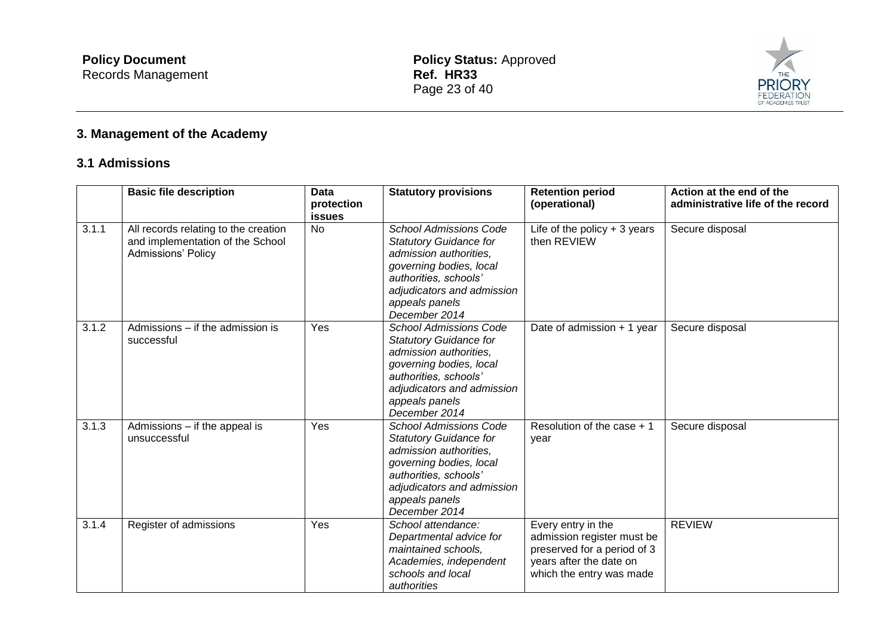## 3. Management of the Academy

### 3.1 Admissions

| | Basic file description | Data protection issues | Statutory provisions | Retention period (operational) | Action at the end of the administrative life of the record |
|---|---|---|---|---|---|
| 3.1.1 | All records relating to the creation and implementation of the School Admissions' Policy | No | *School Admissions Code Statutory Guidance for admission authorities, governing bodies, local authorities, schools' adjudicators and admission appeals panels December 2014* | Life of the policy + 3 years then REVIEW | Secure disposal |
| 3.1.2 | Admissions – if the admission is successful | Yes | *School Admissions Code Statutory Guidance for admission authorities, governing bodies, local authorities, schools' adjudicators and admission appeals panels December 2014* | Date of admission + 1 year | Secure disposal |
| 3.1.3 | Admissions – if the appeal is unsuccessful | Yes | *School Admissions Code Statutory Guidance for admission authorities, governing bodies, local authorities, schools' adjudicators and admission appeals panels December 2014* | Resolution of the case + 1 year | Secure disposal |
| 3.1.4 | Register of admissions | Yes | *School attendance: Departmental advice for maintained schools, Academies, independent schools and local authorities* | Every entry in the admission register must be preserved for a period of 3 years after the date on which the entry was made | REVIEW |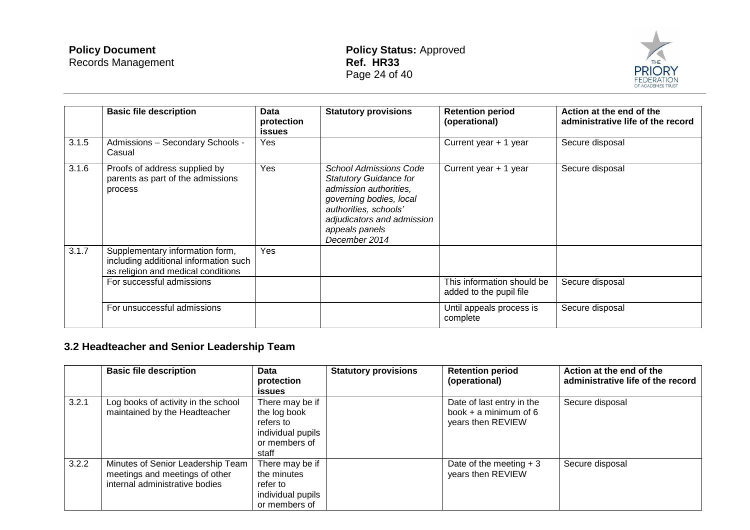| | Basic file description | Data protection issues | Statutory provisions | Retention period (operational) | Action at the end of the administrative life of the record |
|---|---|---|---|---|---|
| 3.1.5 | Admissions – Secondary Schools - Casual | Yes | | Current year + 1 year | Secure disposal |
| 3.1.6 | Proofs of address supplied by parents as part of the admissions process | Yes | *School Admissions Code Statutory Guidance for admission authorities, governing bodies, local authorities, schools' adjudicators and admission appeals panels December 2014* | Current year + 1 year | Secure disposal |
| 3.1.7 | Supplementary information form, including additional information such as religion and medical conditions | Yes | | | |
| | For successful admissions | | | This information should be added to the pupil file | Secure disposal |
| | For unsuccessful admissions | | | Until appeals process is complete | Secure disposal |

## 3.2 Headteacher and Senior Leadership Team

| | Basic file description | Data protection issues | Statutory provisions | Retention period (operational) | Action at the end of the administrative life of the record |
|---|---|---|---|---|---|
| 3.2.1 | Log books of activity in the school maintained by the Headteacher | There may be if the log book refers to individual pupils or members of staff | | Date of last entry in the book + a minimum of 6 years then REVIEW | Secure disposal |
| 3.2.2 | Minutes of Senior Leadership Team meetings and meetings of other internal administrative bodies | There may be if the minutes refer to individual pupils or members of | | Date of the meeting + 3 years then REVIEW | Secure disposal |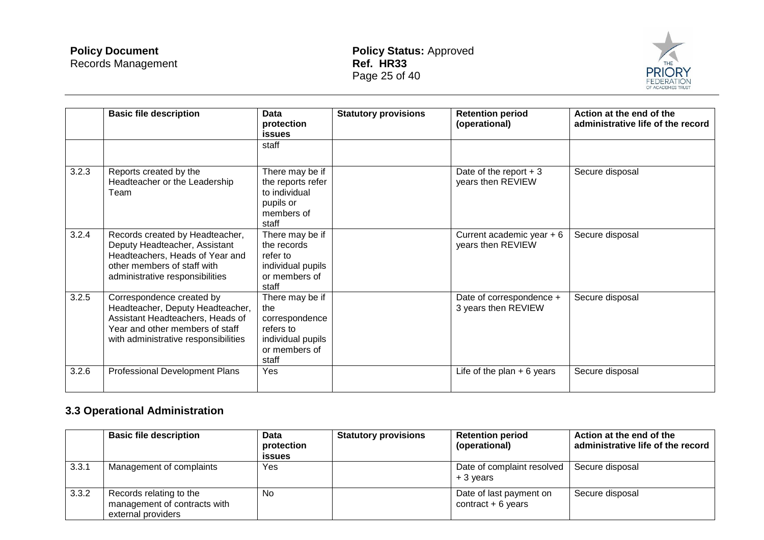| | Basic file description | Data protection issues | Statutory provisions | Retention period (operational) | Action at the end of the administrative life of the record |
|---|---|---|---|---|---|
| | | staff | | | |
| 3.2.3 | Reports created by the Headteacher or the Leadership Team | There may be if the reports refer to individual pupils or members of staff | | Date of the report + 3 years then REVIEW | Secure disposal |
| 3.2.4 | Records created by Headteacher, Deputy Headteacher, Assistant Headteachers, Heads of Year and other members of staff with administrative responsibilities | There may be if the records refer to individual pupils or members of staff | | Current academic year + 6 years then REVIEW | Secure disposal |
| 3.2.5 | Correspondence created by Headteacher, Deputy Headteacher, Assistant Headteachers, Heads of Year and other members of staff with administrative responsibilities | There may be if the correspondence refers to individual pupils or members of staff | | Date of correspondence + 3 years then REVIEW | Secure disposal |
| 3.2.6 | Professional Development Plans | Yes | | Life of the plan + 6 years | Secure disposal |

### 3.3 Operational Administration

| | Basic file description | Data protection issues | Statutory provisions | Retention period (operational) | Action at the end of the administrative life of the record |
|---|---|---|---|---|---|
| 3.3.1 | Management of complaints | Yes | | Date of complaint resolved + 3 years | Secure disposal |
| 3.3.2 | Records relating to the management of contracts with external providers | No | | Date of last payment on contract + 6 years | Secure disposal |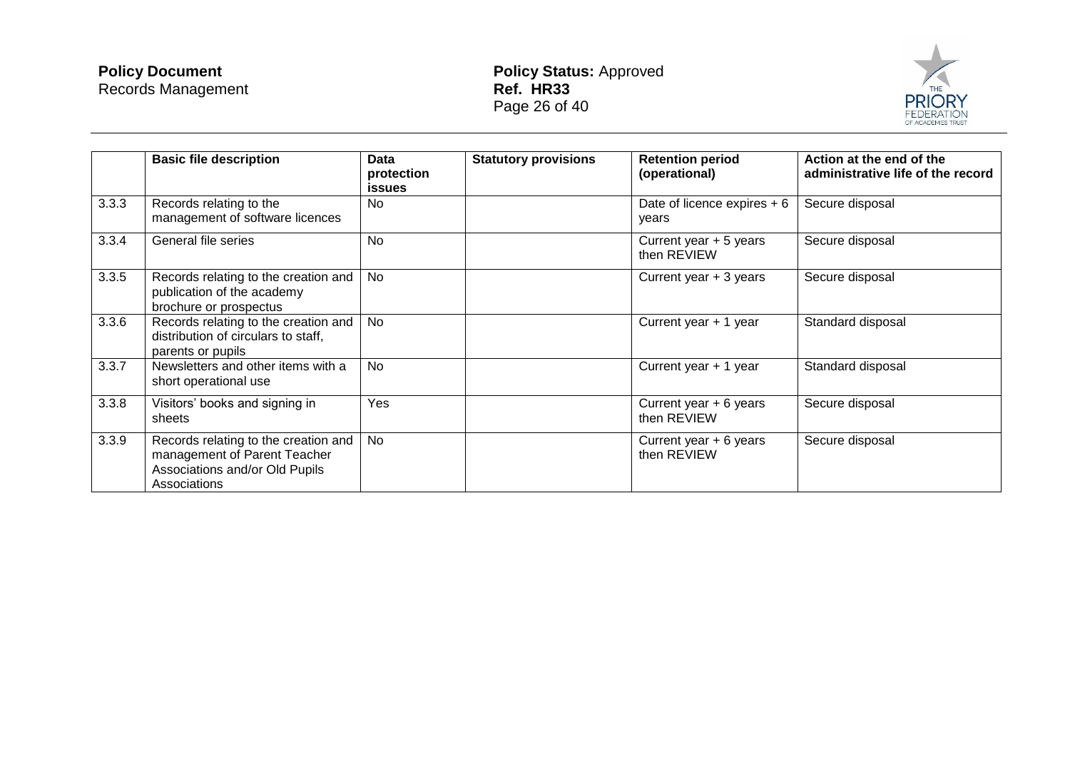| | Basic file description | Data protection issues | Statutory provisions | Retention period (operational) | Action at the end of the administrative life of the record |
|---|---|---|---|---|---|
| 3.3.3 | Records relating to the management of software licences | No | | Date of licence expires + 6 years | Secure disposal |
| 3.3.4 | General file series | No | | Current year + 5 years then REVIEW | Secure disposal |
| 3.3.5 | Records relating to the creation and publication of the academy brochure or prospectus | No | | Current year + 3 years | Secure disposal |
| 3.3.6 | Records relating to the creation and distribution of circulars to staff, parents or pupils | No | | Current year + 1 year | Standard disposal |
| 3.3.7 | Newsletters and other items with a short operational use | No | | Current year + 1 year | Standard disposal |
| 3.3.8 | Visitors' books and signing in sheets | Yes | | Current year + 6 years then REVIEW | Secure disposal |
| 3.3.9 | Records relating to the creation and management of Parent Teacher Associations and/or Old Pupils Associations | No | | Current year + 6 years then REVIEW | Secure disposal |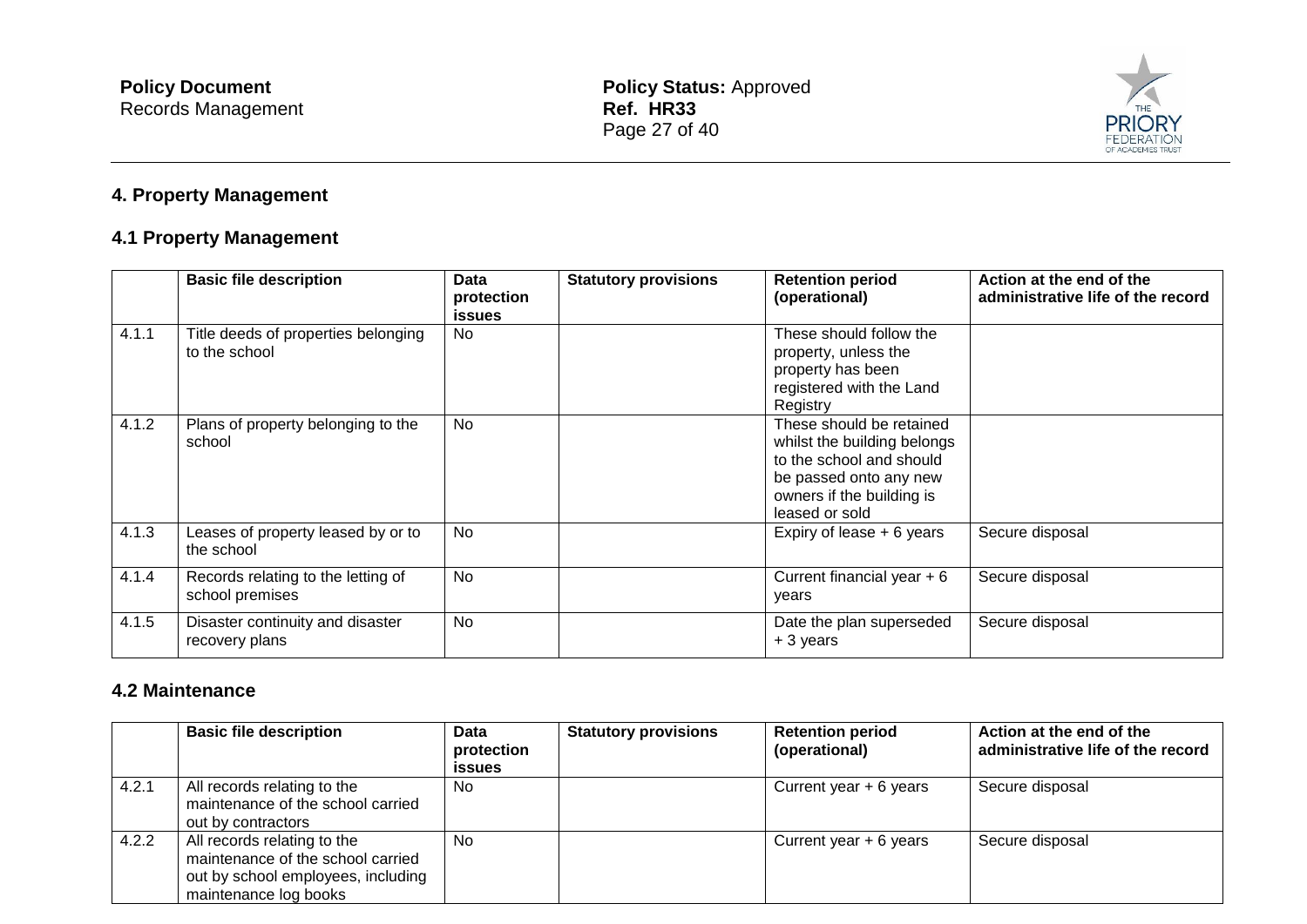## 4. Property Management

### 4.1 Property Management

| | Basic file description | Data protection issues | Statutory provisions | Retention period (operational) | Action at the end of the administrative life of the record |
|---|---|---|---|---|---|
| 4.1.1 | Title deeds of properties belonging to the school | No | | These should follow the property, unless the property has been registered with the Land Registry | |
| 4.1.2 | Plans of property belonging to the school | No | | These should be retained whilst the building belongs to the school and should be passed onto any new owners if the building is leased or sold | |
| 4.1.3 | Leases of property leased by or to the school | No | | Expiry of lease + 6 years | Secure disposal |
| 4.1.4 | Records relating to the letting of school premises | No | | Current financial year + 6 years | Secure disposal |
| 4.1.5 | Disaster continuity and disaster recovery plans | No | | Date the plan superseded + 3 years | Secure disposal |

### 4.2 Maintenance

| | Basic file description | Data protection issues | Statutory provisions | Retention period (operational) | Action at the end of the administrative life of the record |
|---|---|---|---|---|---|
| 4.2.1 | All records relating to the maintenance of the school carried out by contractors | No | | Current year + 6 years | Secure disposal |
| 4.2.2 | All records relating to the maintenance of the school carried out by school employees, including maintenance log books | No | | Current year + 6 years | Secure disposal |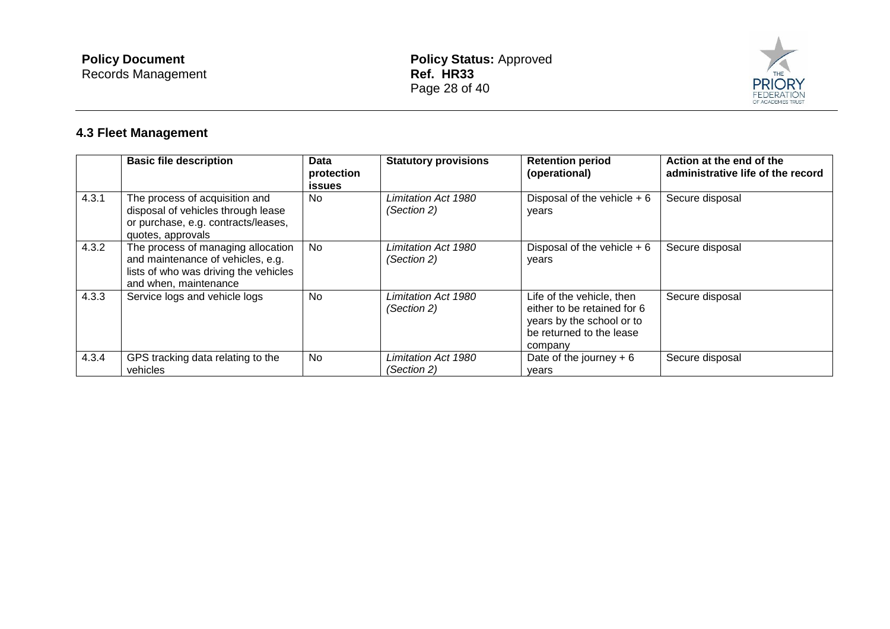## 4.3 Fleet Management

| | Basic file description | Data protection issues | Statutory provisions | Retention period (operational) | Action at the end of the administrative life of the record |
|---|---|---|---|---|---|
| 4.3.1 | The process of acquisition and disposal of vehicles through lease or purchase, e.g. contracts/leases, quotes, approvals | No | *Limitation Act 1980 (Section 2)* | Disposal of the vehicle + 6 years | Secure disposal |
| 4.3.2 | The process of managing allocation and maintenance of vehicles, e.g. lists of who was driving the vehicles and when, maintenance | No | *Limitation Act 1980 (Section 2)* | Disposal of the vehicle + 6 years | Secure disposal |
| 4.3.3 | Service logs and vehicle logs | No | *Limitation Act 1980 (Section 2)* | Life of the vehicle, then either to be retained for 6 years by the school or to be returned to the lease company | Secure disposal |
| 4.3.4 | GPS tracking data relating to the vehicles | No | *Limitation Act 1980 (Section 2)* | Date of the journey + 6 years | Secure disposal |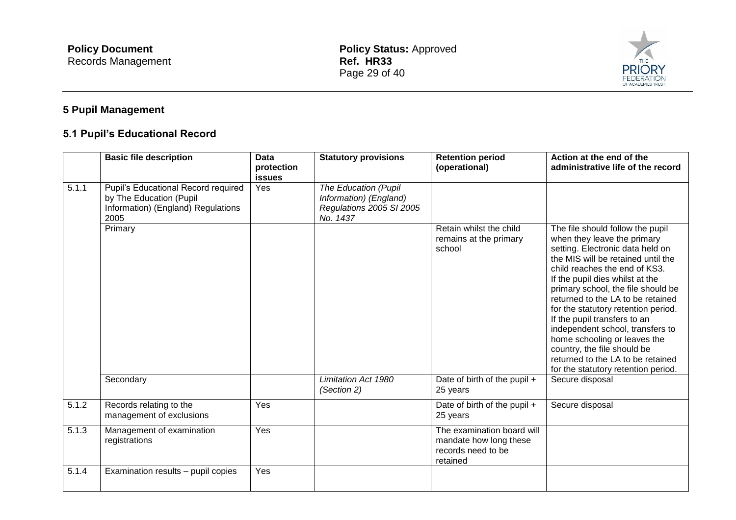## 5 Pupil Management

### 5.1 Pupil's Educational Record

| | Basic file description | Data protection issues | Statutory provisions | Retention period (operational) | Action at the end of the administrative life of the record |
|---|---|---|---|---|---|
| 5.1.1 | Pupil's Educational Record required by The Education (Pupil Information) (England) Regulations 2005 | Yes | *The Education (Pupil Information) (England) Regulations 2005 SI 2005 No. 1437* | | |
| | Primary | | | Retain whilst the child remains at the primary school | The file should follow the pupil when they leave the primary setting. Electronic data held on the MIS will be retained until the child reaches the end of KS3. If the pupil dies whilst at the primary school, the file should be returned to the LA to be retained for the statutory retention period. If the pupil transfers to an independent school, transfers to home schooling or leaves the country, the file should be returned to the LA to be retained for the statutory retention period. |
| | Secondary | | *Limitation Act 1980 (Section 2)* | Date of birth of the pupil + 25 years | Secure disposal |
| 5.1.2 | Records relating to the management of exclusions | Yes | | Date of birth of the pupil + 25 years | Secure disposal |
| 5.1.3 | Management of examination registrations | Yes | | The examination board will mandate how long these records need to be retained | |
| 5.1.4 | Examination results – pupil copies | Yes | | | |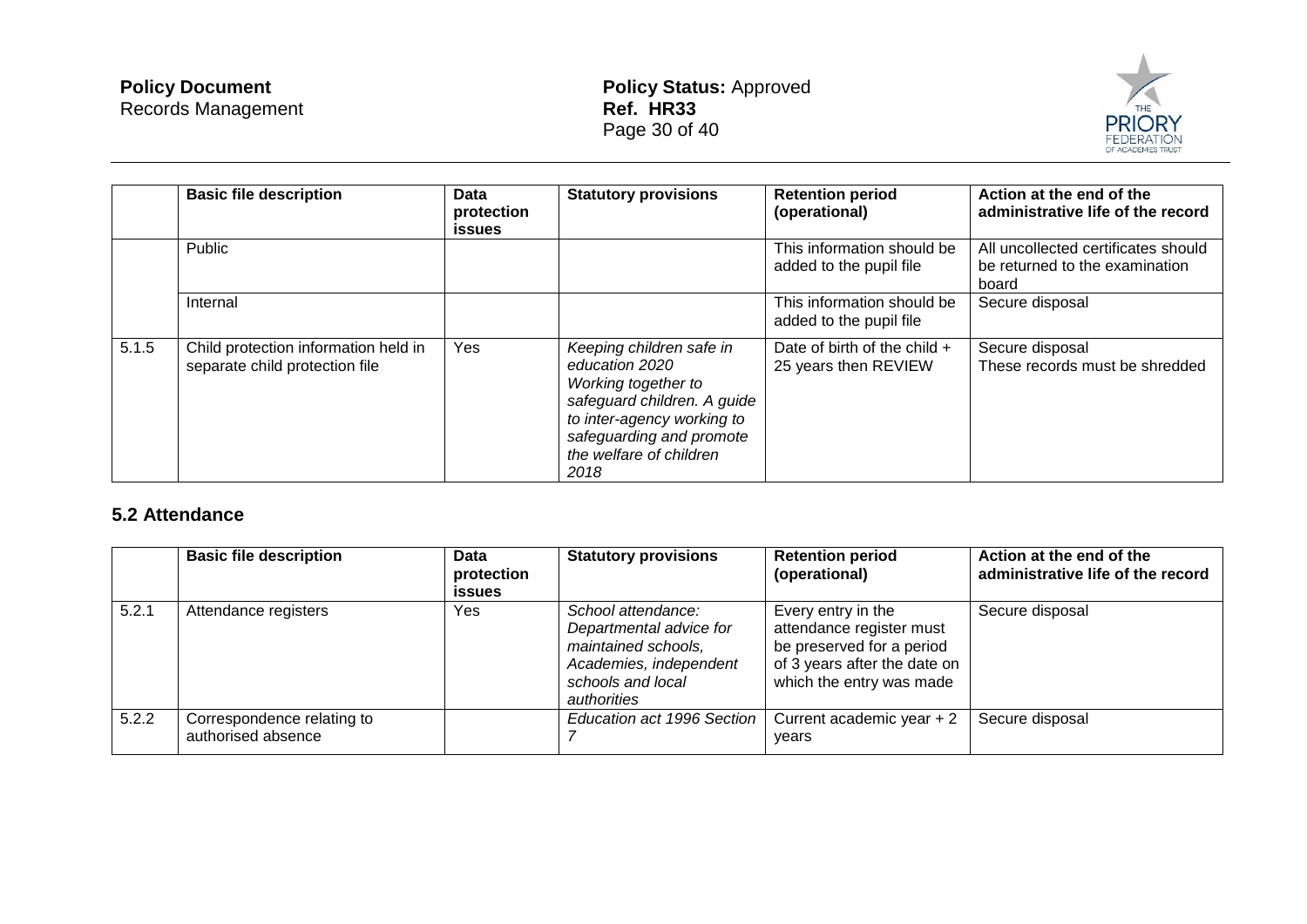| | Basic file description | Data protection issues | Statutory provisions | Retention period (operational) | Action at the end of the administrative life of the record |
|---|---|---|---|---|---|
| | Public | | | This information should be added to the pupil file | All uncollected certificates should be returned to the examination board |
| | Internal | | | This information should be added to the pupil file | Secure disposal |
| 5.1.5 | Child protection information held in separate child protection file | Yes | *Keeping children safe in education 2020 Working together to safeguard children. A guide to inter-agency working to safeguarding and promote the welfare of children 2018* | Date of birth of the child + 25 years then REVIEW | Secure disposal These records must be shredded |

## 5.2 Attendance

| | Basic file description | Data protection issues | Statutory provisions | Retention period (operational) | Action at the end of the administrative life of the record |
|---|---|---|---|---|---|
| 5.2.1 | Attendance registers | Yes | *School attendance: Departmental advice for maintained schools, Academies, independent schools and local authorities* | Every entry in the attendance register must be preserved for a period of 3 years after the date on which the entry was made | Secure disposal |
| 5.2.2 | Correspondence relating to authorised absence | | *Education act 1996 Section 7* | Current academic year + 2 years | Secure disposal |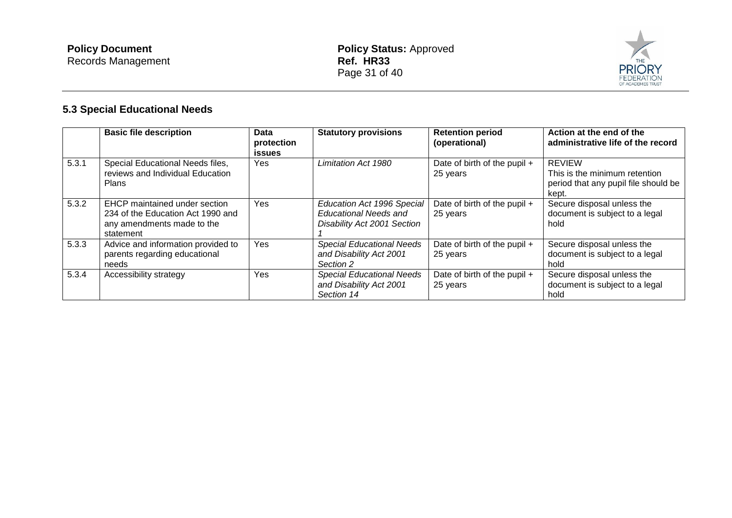### 5.3 Special Educational Needs

| | Basic file description | Data protection issues | Statutory provisions | Retention period (operational) | Action at the end of the administrative life of the record |
|---|---|---|---|---|---|
| 5.3.1 | Special Educational Needs files, reviews and Individual Education Plans | Yes | *Limitation Act 1980* | Date of birth of the pupil + 25 years | REVIEW<br>This is the minimum retention period that any pupil file should be kept. |
| 5.3.2 | EHCP maintained under section 234 of the Education Act 1990 and any amendments made to the statement | Yes | *Education Act 1996 Special Educational Needs and Disability Act 2001 Section 1* | Date of birth of the pupil + 25 years | Secure disposal unless the document is subject to a legal hold |
| 5.3.3 | Advice and information provided to parents regarding educational needs | Yes | *Special Educational Needs and Disability Act 2001 Section 2* | Date of birth of the pupil + 25 years | Secure disposal unless the document is subject to a legal hold |
| 5.3.4 | Accessibility strategy | Yes | *Special Educational Needs and Disability Act 2001 Section 14* | Date of birth of the pupil + 25 years | Secure disposal unless the document is subject to a legal hold |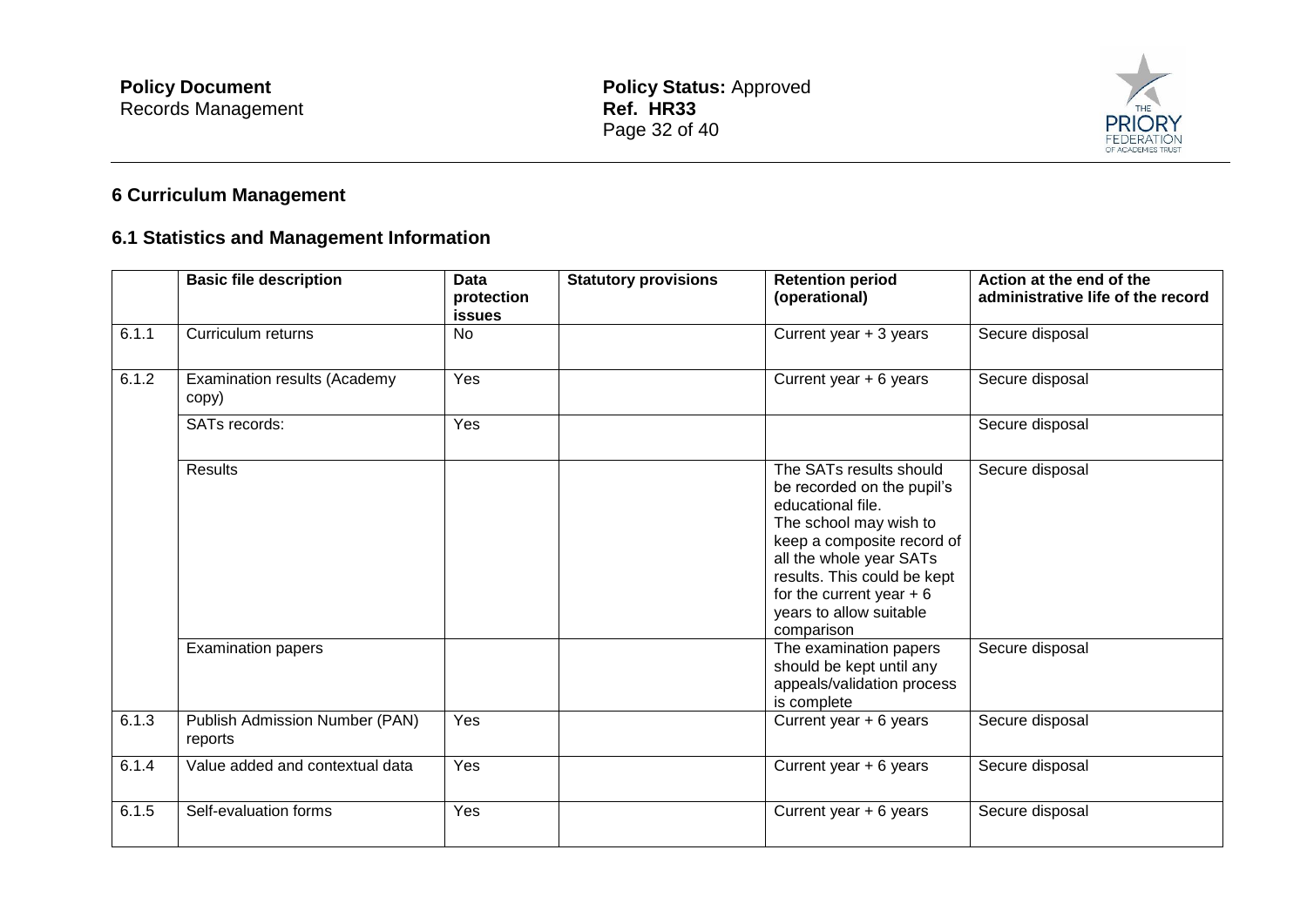## 6 Curriculum Management

### 6.1 Statistics and Management Information

| | Basic file description | Data protection issues | Statutory provisions | Retention period (operational) | Action at the end of the administrative life of the record |
|---|---|---|---|---|---|
| 6.1.1 | Curriculum returns | No | | Current year + 3 years | Secure disposal |
| 6.1.2 | Examination results (Academy copy) | Yes | | Current year + 6 years | Secure disposal |
| | SATs records: | Yes | | | Secure disposal |
| | Results | | | The SATs results should be recorded on the pupil's educational file. The school may wish to keep a composite record of all the whole year SATs results. This could be kept for the current year + 6 years to allow suitable comparison | Secure disposal |
| | Examination papers | | | The examination papers should be kept until any appeals/validation process is complete | Secure disposal |
| 6.1.3 | Publish Admission Number (PAN) reports | Yes | | Current year + 6 years | Secure disposal |
| 6.1.4 | Value added and contextual data | Yes | | Current year + 6 years | Secure disposal |
| 6.1.5 | Self-evaluation forms | Yes | | Current year + 6 years | Secure disposal |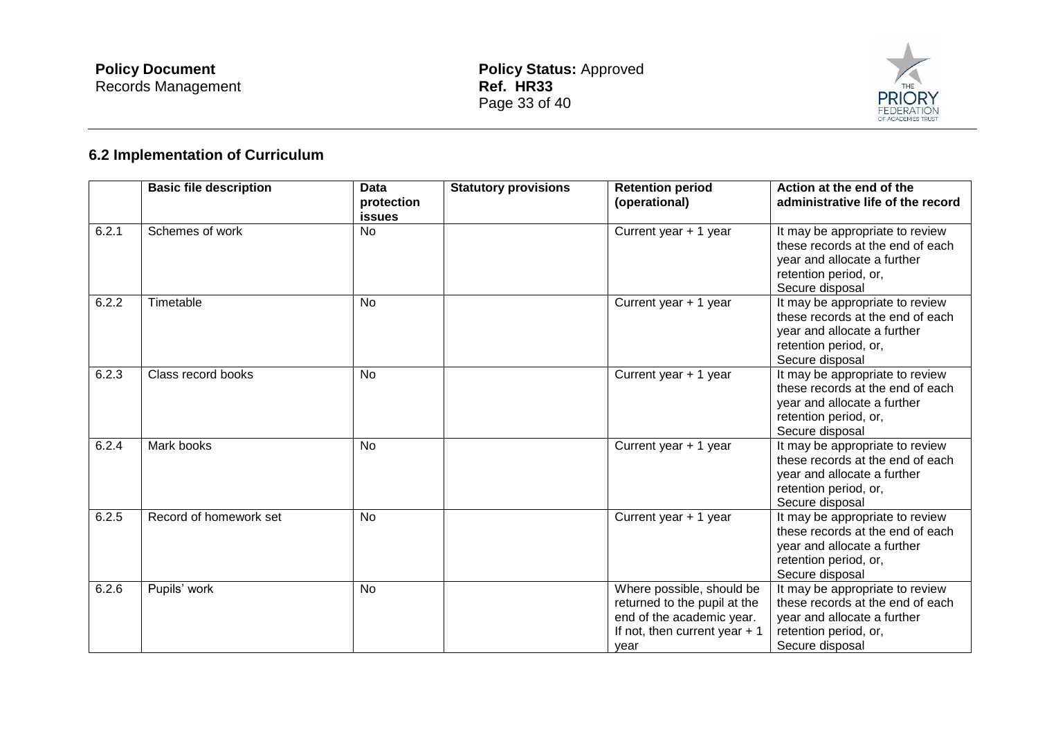## 6.2 Implementation of Curriculum

| | Basic file description | Data protection issues | Statutory provisions | Retention period (operational) | Action at the end of the administrative life of the record |
|---|---|---|---|---|---|
| 6.2.1 | Schemes of work | No | | Current year + 1 year | It may be appropriate to review these records at the end of each year and allocate a further retention period, or, Secure disposal |
| 6.2.2 | Timetable | No | | Current year + 1 year | It may be appropriate to review these records at the end of each year and allocate a further retention period, or, Secure disposal |
| 6.2.3 | Class record books | No | | Current year + 1 year | It may be appropriate to review these records at the end of each year and allocate a further retention period, or, Secure disposal |
| 6.2.4 | Mark books | No | | Current year + 1 year | It may be appropriate to review these records at the end of each year and allocate a further retention period, or, Secure disposal |
| 6.2.5 | Record of homework set | No | | Current year + 1 year | It may be appropriate to review these records at the end of each year and allocate a further retention period, or, Secure disposal |
| 6.2.6 | Pupils' work | No | | Where possible, should be returned to the pupil at the end of the academic year. If not, then current year + 1 year | It may be appropriate to review these records at the end of each year and allocate a further retention period, or, Secure disposal |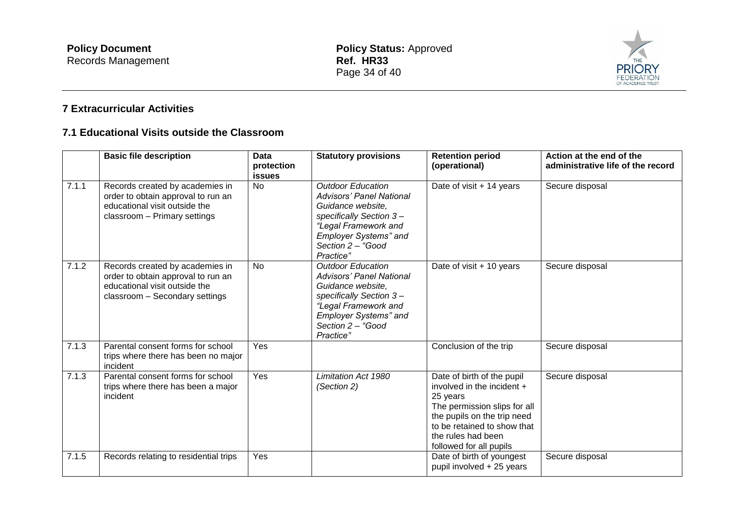## 7 Extracurricular Activities

### 7.1 Educational Visits outside the Classroom

| | Basic file description | Data protection issues | Statutory provisions | Retention period (operational) | Action at the end of the administrative life of the record |
|---|---|---|---|---|---|
| 7.1.1 | Records created by academies in order to obtain approval to run an educational visit outside the classroom – Primary settings | No | *Outdoor Education Advisors' Panel National Guidance website, specifically Section 3 – "Legal Framework and Employer Systems" and Section 2 – "Good Practice"* | Date of visit + 14 years | Secure disposal |
| 7.1.2 | Records created by academies in order to obtain approval to run an educational visit outside the classroom – Secondary settings | No | *Outdoor Education Advisors' Panel National Guidance website, specifically Section 3 – "Legal Framework and Employer Systems" and Section 2 – "Good Practice"* | Date of visit + 10 years | Secure disposal |
| 7.1.3 | Parental consent forms for school trips where there has been no major incident | Yes | | Conclusion of the trip | Secure disposal |
| 7.1.3 | Parental consent forms for school trips where there has been a major incident | Yes | *Limitation Act 1980 (Section 2)* | Date of birth of the pupil involved in the incident + 25 years<br>The permission slips for all the pupils on the trip need to be retained to show that the rules had been followed for all pupils | Secure disposal |
| 7.1.5 | Records relating to residential trips | Yes | | Date of birth of youngest pupil involved + 25 years | Secure disposal |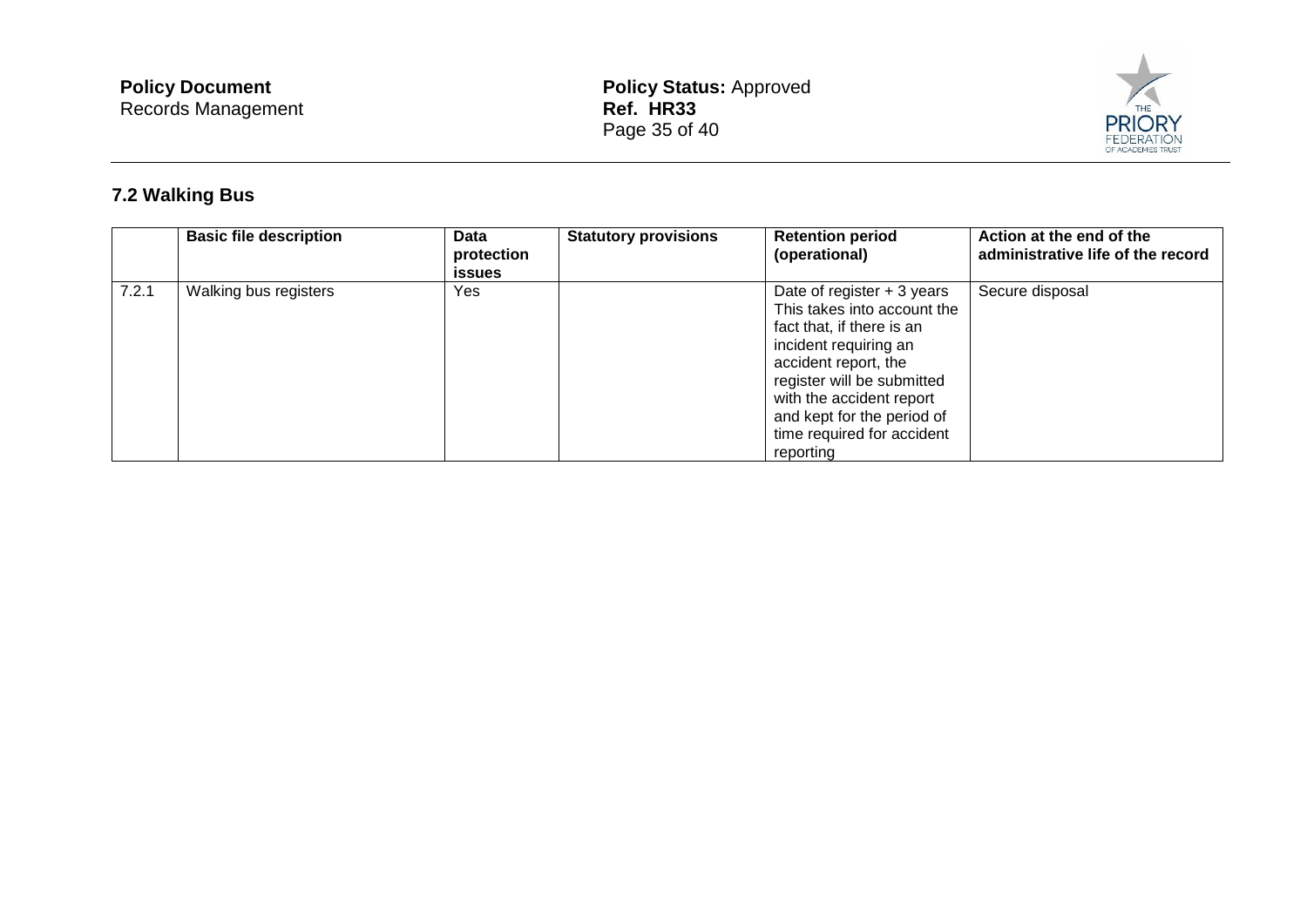### 7.2 Walking Bus

| | Basic file description | Data protection issues | Statutory provisions | Retention period (operational) | Action at the end of the administrative life of the record |
|---|---|---|---|---|---|
| 7.2.1 | Walking bus registers | Yes | | Date of register + 3 years This takes into account the fact that, if there is an incident requiring an accident report, the register will be submitted with the accident report and kept for the period of time required for accident reporting | Secure disposal |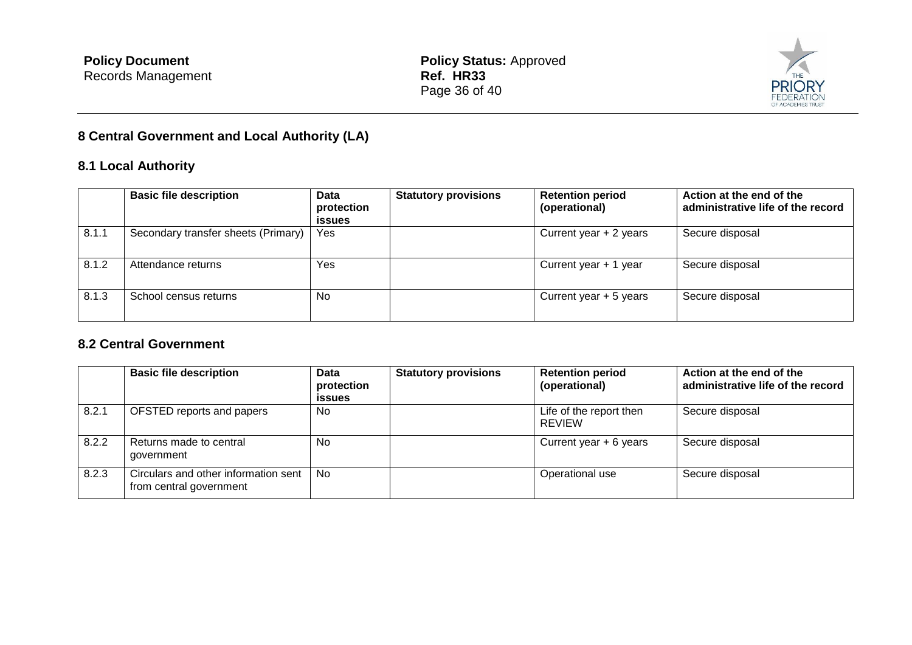## 8 Central Government and Local Authority (LA)

### 8.1 Local Authority

| | Basic file description | Data protection issues | Statutory provisions | Retention period (operational) | Action at the end of the administrative life of the record |
|---|---|---|---|---|---|
| 8.1.1 | Secondary transfer sheets (Primary) | Yes | | Current year + 2 years | Secure disposal |
| 8.1.2 | Attendance returns | Yes | | Current year + 1 year | Secure disposal |
| 8.1.3 | School census returns | No | | Current year + 5 years | Secure disposal |

### 8.2 Central Government

| | Basic file description | Data protection issues | Statutory provisions | Retention period (operational) | Action at the end of the administrative life of the record |
|---|---|---|---|---|---|
| 8.2.1 | OFSTED reports and papers | No | | Life of the report then REVIEW | Secure disposal |
| 8.2.2 | Returns made to central government | No | | Current year + 6 years | Secure disposal |
| 8.2.3 | Circulars and other information sent from central government | No | | Operational use | Secure disposal |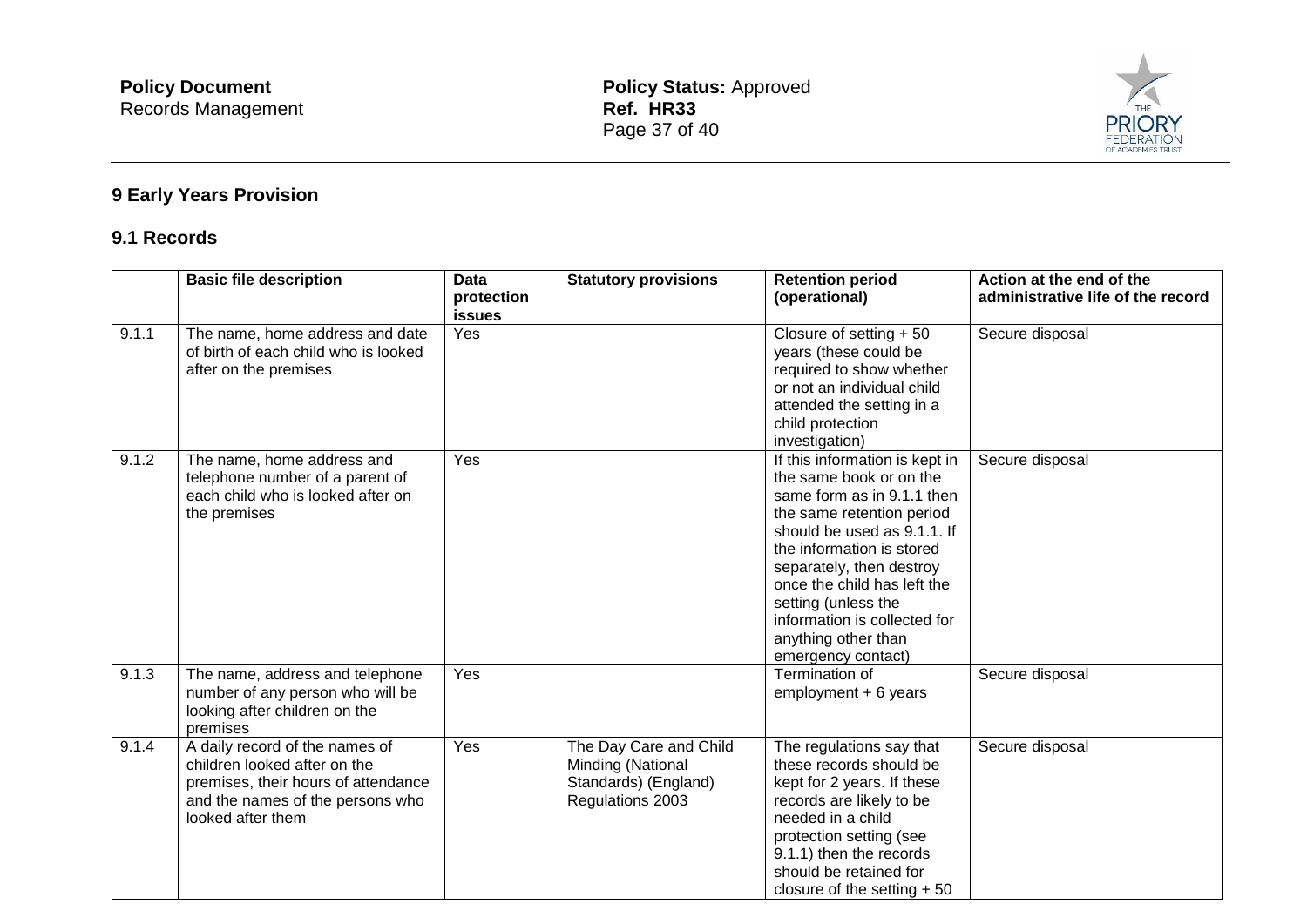## 9 Early Years Provision

### 9.1 Records

| | Basic file description | Data protection issues | Statutory provisions | Retention period (operational) | Action at the end of the administrative life of the record |
|---|---|---|---|---|---|
| 9.1.1 | The name, home address and date of birth of each child who is looked after on the premises | Yes | | Closure of setting + 50 years (these could be required to show whether or not an individual child attended the setting in a child protection investigation) | Secure disposal |
| 9.1.2 | The name, home address and telephone number of a parent of each child who is looked after on the premises | Yes | | If this information is kept in the same book or on the same form as in 9.1.1 then the same retention period should be used as 9.1.1. If the information is stored separately, then destroy once the child has left the setting (unless the information is collected for anything other than emergency contact) | Secure disposal |
| 9.1.3 | The name, address and telephone number of any person who will be looking after children on the premises | Yes | | Termination of employment + 6 years | Secure disposal |
| 9.1.4 | A daily record of the names of children looked after on the premises, their hours of attendance and the names of the persons who looked after them | Yes | The Day Care and Child Minding (National Standards) (England) Regulations 2003 | The regulations say that these records should be kept for 2 years. If these records are likely to be needed in a child protection setting (see 9.1.1) then the records should be retained for closure of the setting + 50 | Secure disposal |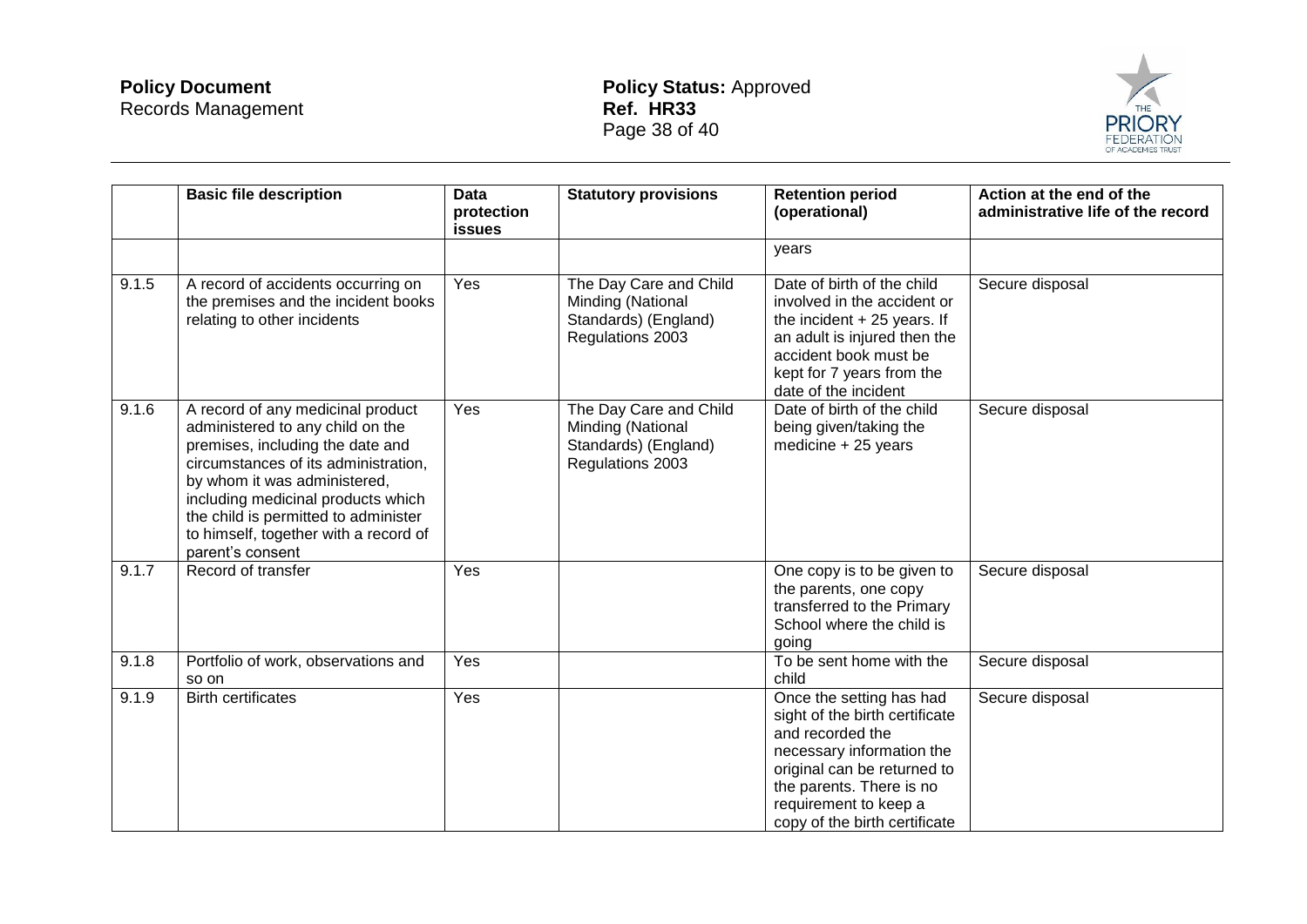|  | Basic file description | Data protection issues | Statutory provisions | Retention period (operational) | Action at the end of the administrative life of the record |
|---|---|---|---|---|---|
|  |  |  |  | years |  |
| 9.1.5 | A record of accidents occurring on the premises and the incident books relating to other incidents | Yes | The Day Care and Child Minding (National Standards) (England) Regulations 2003 | Date of birth of the child involved in the accident or the incident + 25 years. If an adult is injured then the accident book must be kept for 7 years from the date of the incident | Secure disposal |
| 9.1.6 | A record of any medicinal product administered to any child on the premises, including the date and circumstances of its administration, by whom it was administered, including medicinal products which the child is permitted to administer to himself, together with a record of parent's consent | Yes | The Day Care and Child Minding (National Standards) (England) Regulations 2003 | Date of birth of the child being given/taking the medicine + 25 years | Secure disposal |
| 9.1.7 | Record of transfer | Yes |  | One copy is to be given to the parents, one copy transferred to the Primary School where the child is going | Secure disposal |
| 9.1.8 | Portfolio of work, observations and so on | Yes |  | To be sent home with the child | Secure disposal |
| 9.1.9 | Birth certificates | Yes |  | Once the setting has had sight of the birth certificate and recorded the necessary information the original can be returned to the parents. There is no requirement to keep a copy of the birth certificate | Secure disposal |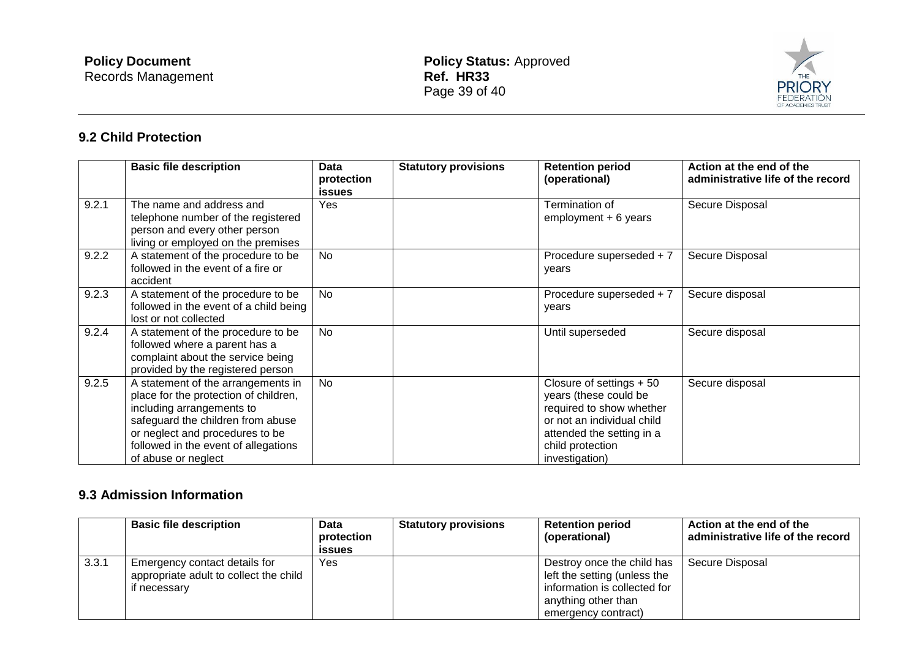## 9.2 Child Protection

| | Basic file description | Data protection issues | Statutory provisions | Retention period (operational) | Action at the end of the administrative life of the record |
|---|---|---|---|---|---|
| 9.2.1 | The name and address and telephone number of the registered person and every other person living or employed on the premises | Yes | | Termination of employment + 6 years | Secure Disposal |
| 9.2.2 | A statement of the procedure to be followed in the event of a fire or accident | No | | Procedure superseded + 7 years | Secure Disposal |
| 9.2.3 | A statement of the procedure to be followed in the event of a child being lost or not collected | No | | Procedure superseded + 7 years | Secure disposal |
| 9.2.4 | A statement of the procedure to be followed where a parent has a complaint about the service being provided by the registered person | No | | Until superseded | Secure disposal |
| 9.2.5 | A statement of the arrangements in place for the protection of children, including arrangements to safeguard the children from abuse or neglect and procedures to be followed in the event of allegations of abuse or neglect | No | | Closure of settings + 50 years (these could be required to show whether or not an individual child attended the setting in a child protection investigation) | Secure disposal |

## 9.3 Admission Information

| | Basic file description | Data protection issues | Statutory provisions | Retention period (operational) | Action at the end of the administrative life of the record |
|---|---|---|---|---|---|
| 3.3.1 | Emergency contact details for appropriate adult to collect the child if necessary | Yes | | Destroy once the child has left the setting (unless the information is collected for anything other than emergency contract) | Secure Disposal |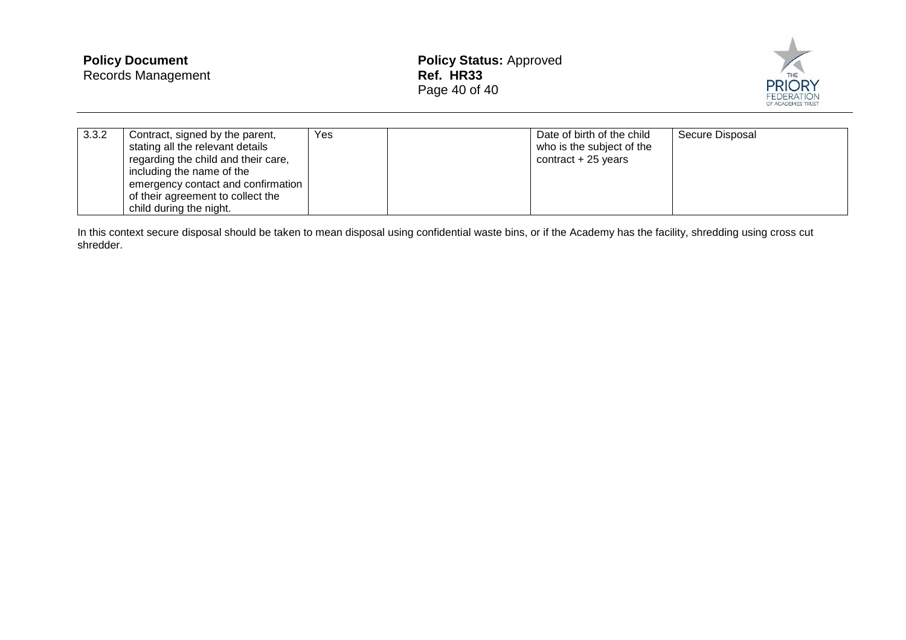| | | | | | |
|---|---|---|---|---|---|
| 3.3.2 | Contract, signed by the parent, stating all the relevant details regarding the child and their care, including the name of the emergency contact and confirmation of their agreement to collect the child during the night. | Yes | | Date of birth of the child who is the subject of the contract + 25 years | Secure Disposal |

In this context secure disposal should be taken to mean disposal using confidential waste bins, or if the Academy has the facility, shredding using cross cut shredder.